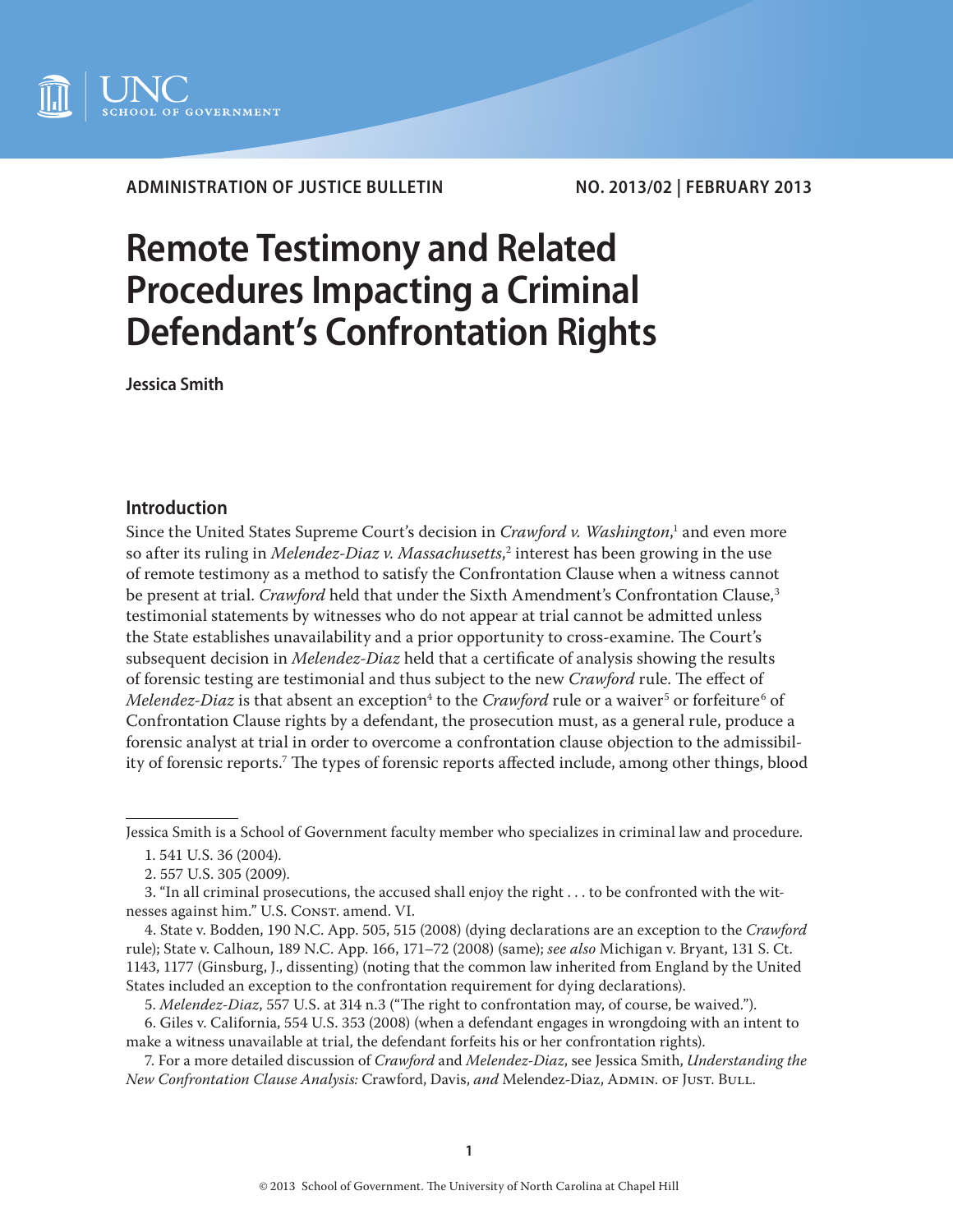ADMINISTRATION OF JUSTICE BULLETIN NO. 2013/02 | FEBRUARY 2013

# Remote Testimony and Related Procedures Impacting a Criminal Defendant's Confrontation Rights

**Jessica Smith**

## Introduction

Since the United States Supreme Court's decision in *Crawford v. Washington*,[1] and even more so after its ruling in *Melendez-Diaz v. Massachusetts*,[2] interest has been growing in the use of remote testimony as a method to satisfy the Confrontation Clause when a witness cannot be present at trial. *Crawford* held that under the Sixth Amendment's Confrontation Clause,[3] testimonial statements by witnesses who do not appear at trial cannot be admitted unless the State establishes unavailability and a prior opportunity to cross-examine. The Court's subsequent decision in *Melendez-Diaz* held that a certificate of analysis showing the results of forensic testing are testimonial and thus subject to the new *Crawford* rule. The effect of *Melendez-Diaz* is that absent an exception[4] to the *Crawford* rule or a waiver[5] or forfeiture[6] of Confrontation Clause rights by a defendant, the prosecution must, as a general rule, produce a forensic analyst at trial in order to overcome a confrontation clause objection to the admissibility of forensic reports.[7] The types of forensic reports affected include, among other things, blood

---

Jessica Smith is a School of Government faculty member who specializes in criminal law and procedure.

1. 541 U.S. 36 (2004).

2. 557 U.S. 305 (2009).

3. "In all criminal prosecutions, the accused shall enjoy the right . . . to be confronted with the witnesses against him." U.S. Const. amend. VI.

4. State v. Bodden, 190 N.C. App. 505, 515 (2008) (dying declarations are an exception to the *Crawford* rule); State v. Calhoun, 189 N.C. App. 166, 171–72 (2008) (same); *see also* Michigan v. Bryant, 131 S. Ct. 1143, 1177 (Ginsburg, J., dissenting) (noting that the common law inherited from England by the United States included an exception to the confrontation requirement for dying declarations).

5. *Melendez-Diaz*, 557 U.S. at 314 n.3 ("The right to confrontation may, of course, be waived.").

6. Giles v. California, 554 U.S. 353 (2008) (when a defendant engages in wrongdoing with an intent to make a witness unavailable at trial, the defendant forfeits his or her confrontation rights).

7. For a more detailed discussion of *Crawford* and *Melendez-Diaz*, see Jessica Smith, *Understanding the New Confrontation Clause Analysis:* Crawford, Davis, *and* Melendez-Diaz, Admin. of Just. Bull.

© 2013 School of Government. The University of North Carolina at Chapel Hill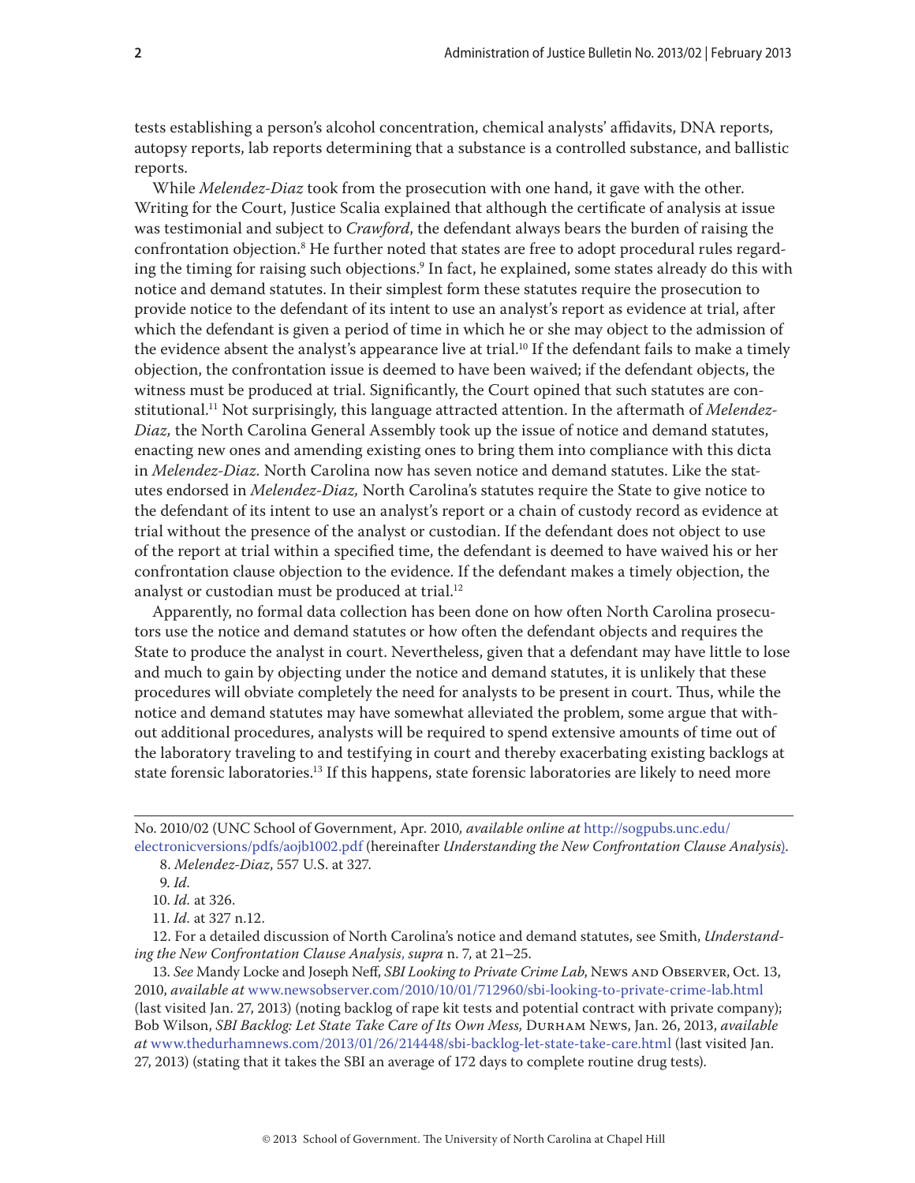tests establishing a person's alcohol concentration, chemical analysts' affidavits, DNA reports, autopsy reports, lab reports determining that a substance is a controlled substance, and ballistic reports.

While *Melendez-Diaz* took from the prosecution with one hand, it gave with the other. Writing for the Court, Justice Scalia explained that although the certificate of analysis at issue was testimonial and subject to *Crawford*, the defendant always bears the burden of raising the confrontation objection.[8] He further noted that states are free to adopt procedural rules regarding the timing for raising such objections.[9] In fact, he explained, some states already do this with notice and demand statutes. In their simplest form these statutes require the prosecution to provide notice to the defendant of its intent to use an analyst's report as evidence at trial, after which the defendant is given a period of time in which he or she may object to the admission of the evidence absent the analyst's appearance live at trial.[10] If the defendant fails to make a timely objection, the confrontation issue is deemed to have been waived; if the defendant objects, the witness must be produced at trial. Significantly, the Court opined that such statutes are constitutional.[11] Not surprisingly, this language attracted attention. In the aftermath of *Melendez-Diaz,* the North Carolina General Assembly took up the issue of notice and demand statutes, enacting new ones and amending existing ones to bring them into compliance with this dicta in *Melendez-Diaz.* North Carolina now has seven notice and demand statutes. Like the statutes endorsed in *Melendez-Diaz,* North Carolina's statutes require the State to give notice to the defendant of its intent to use an analyst's report or a chain of custody record as evidence at trial without the presence of the analyst or custodian. If the defendant does not object to use of the report at trial within a specified time, the defendant is deemed to have waived his or her confrontation clause objection to the evidence. If the defendant makes a timely objection, the analyst or custodian must be produced at trial.[12]

Apparently, no formal data collection has been done on how often North Carolina prosecutors use the notice and demand statutes or how often the defendant objects and requires the State to produce the analyst in court. Nevertheless, given that a defendant may have little to lose and much to gain by objecting under the notice and demand statutes, it is unlikely that these procedures will obviate completely the need for analysts to be present in court. Thus, while the notice and demand statutes may have somewhat alleviated the problem, some argue that without additional procedures, analysts will be required to spend extensive amounts of time out of the laboratory traveling to and testifying in court and thereby exacerbating existing backlogs at state forensic laboratories.[13] If this happens, state forensic laboratories are likely to need more

---

No. 2010/02 (UNC School of Government, Apr. 2010, *available online at* http://sogpubs.unc.edu/electronicversions/pdfs/aojb1002.pdf (hereinafter *Understanding the New Confrontation Clause Analysis*).

8. *Melendez-Diaz*, 557 U.S. at 327.

9. *Id.*

10. *Id.* at 326.

11. *Id.* at 327 n.12.

12. For a detailed discussion of North Carolina's notice and demand statutes, see Smith, *Understanding the New Confrontation Clause Analysis*, *supra* n. 7, at 21–25.

13. *See* Mandy Locke and Joseph Neff, *SBI Looking to Private Crime Lab*, News and Observer, Oct. 13, 2010, *available at* www.newsobserver.com/2010/10/01/712960/sbi-looking-to-private-crime-lab.html (last visited Jan. 27, 2013) (noting backlog of rape kit tests and potential contract with private company); Bob Wilson, *SBI Backlog: Let State Take Care of Its Own Mess,* Durham News, Jan. 26, 2013, *available at* www.thedurhamnews.com/2013/01/26/214448/sbi-backlog-let-state-take-care.html (last visited Jan. 27, 2013) (stating that it takes the SBI an average of 172 days to complete routine drug tests).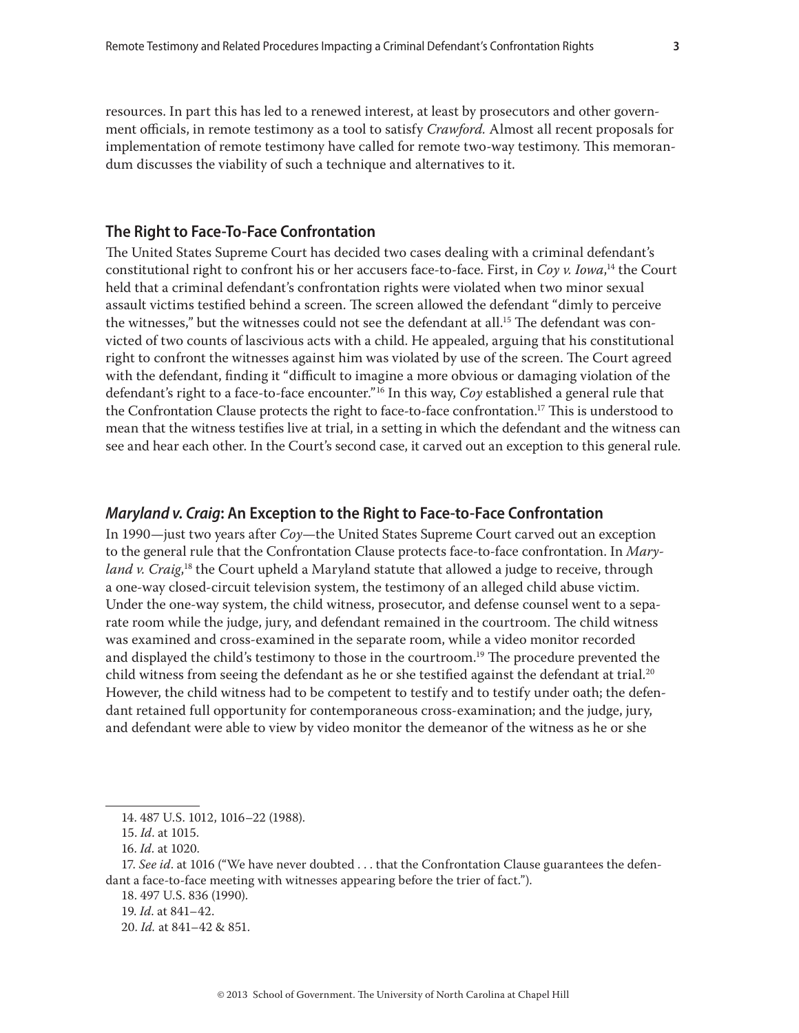resources. In part this has led to a renewed interest, at least by prosecutors and other government officials, in remote testimony as a tool to satisfy *Crawford.* Almost all recent proposals for implementation of remote testimony have called for remote two-way testimony. This memorandum discusses the viability of such a technique and alternatives to it.

## The Right to Face-To-Face Confrontation

The United States Supreme Court has decided two cases dealing with a criminal defendant's constitutional right to confront his or her accusers face-to-face. First, in *Coy v. Iowa*,[14] the Court held that a criminal defendant's confrontation rights were violated when two minor sexual assault victims testified behind a screen. The screen allowed the defendant "dimly to perceive the witnesses," but the witnesses could not see the defendant at all.[15] The defendant was convicted of two counts of lascivious acts with a child. He appealed, arguing that his constitutional right to confront the witnesses against him was violated by use of the screen. The Court agreed with the defendant, finding it "difficult to imagine a more obvious or damaging violation of the defendant's right to a face-to-face encounter."[16] In this way, *Coy* established a general rule that the Confrontation Clause protects the right to face-to-face confrontation.[17] This is understood to mean that the witness testifies live at trial, in a setting in which the defendant and the witness can see and hear each other. In the Court's second case, it carved out an exception to this general rule.

## *Maryland v. Craig*: An Exception to the Right to Face-to-Face Confrontation

In 1990—just two years after *Coy*—the United States Supreme Court carved out an exception to the general rule that the Confrontation Clause protects face-to-face confrontation. In *Maryland v. Craig*,[18] the Court upheld a Maryland statute that allowed a judge to receive, through a one-way closed-circuit television system, the testimony of an alleged child abuse victim. Under the one-way system, the child witness, prosecutor, and defense counsel went to a separate room while the judge, jury, and defendant remained in the courtroom. The child witness was examined and cross-examined in the separate room, while a video monitor recorded and displayed the child's testimony to those in the courtroom.[19] The procedure prevented the child witness from seeing the defendant as he or she testified against the defendant at trial.[20] However, the child witness had to be competent to testify and to testify under oath; the defendant retained full opportunity for contemporaneous cross-examination; and the judge, jury, and defendant were able to view by video monitor the demeanor of the witness as he or she

---

14. 487 U.S. 1012, 1016–22 (1988).

15. *Id*. at 1015.

16. *Id*. at 1020.

17. *See id*. at 1016 ("We have never doubted . . . that the Confrontation Clause guarantees the defendant a face-to-face meeting with witnesses appearing before the trier of fact.").

18. 497 U.S. 836 (1990).

19. *Id*. at 841–42.

20. *Id.* at 841–42 & 851.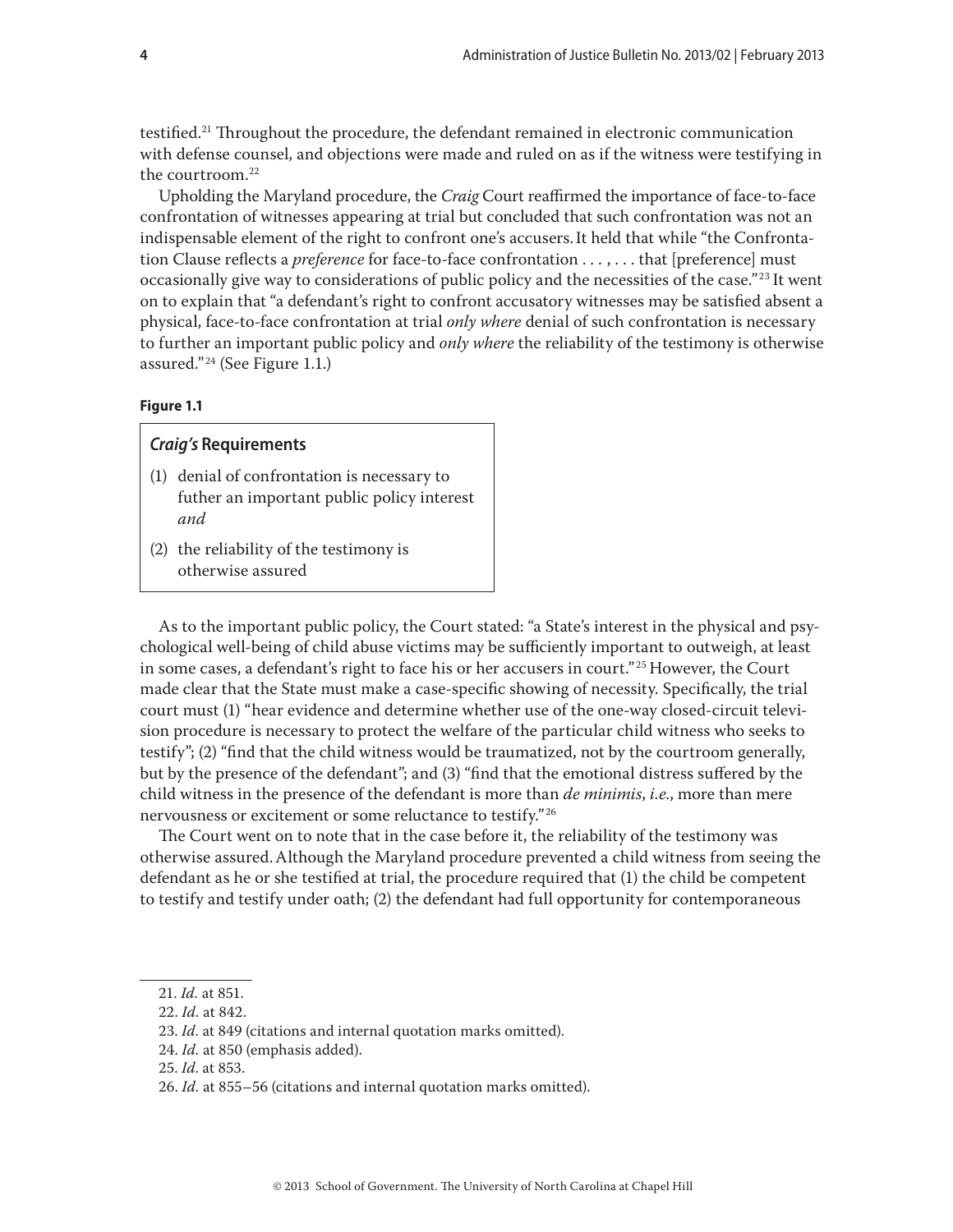testified.[21] Throughout the procedure, the defendant remained in electronic communication with defense counsel, and objections were made and ruled on as if the witness were testifying in the courtroom.[22]

Upholding the Maryland procedure, the *Craig* Court reaffirmed the importance of face-to-face confrontation of witnesses appearing at trial but concluded that such confrontation was not an indispensable element of the right to confront one's accusers. It held that while "the Confrontation Clause reflects a *preference* for face-to-face confrontation . . . , . . . that [preference] must occasionally give way to considerations of public policy and the necessities of the case."[23] It went on to explain that "a defendant's right to confront accusatory witnesses may be satisfied absent a physical, face-to-face confrontation at trial *only where* denial of such confrontation is necessary to further an important public policy and *only where* the reliability of the testimony is otherwise assured."[24] (See Figure 1.1.)

**Figure 1.1**

> ***Craig's* Requirements**
>
> (1) denial of confrontation is necessary to futher an important public policy interest *and*
>
> (2) the reliability of the testimony is otherwise assured

As to the important public policy, the Court stated: "a State's interest in the physical and psychological well-being of child abuse victims may be sufficiently important to outweigh, at least in some cases, a defendant's right to face his or her accusers in court."[25] However, the Court made clear that the State must make a case-specific showing of necessity. Specifically, the trial court must (1) "hear evidence and determine whether use of the one-way closed-circuit television procedure is necessary to protect the welfare of the particular child witness who seeks to testify"; (2) "find that the child witness would be traumatized, not by the courtroom generally, but by the presence of the defendant"; and (3) "find that the emotional distress suffered by the child witness in the presence of the defendant is more than *de minimis*, *i.e.*, more than mere nervousness or excitement or some reluctance to testify."[26]

The Court went on to note that in the case before it, the reliability of the testimony was otherwise assured. Although the Maryland procedure prevented a child witness from seeing the defendant as he or she testified at trial, the procedure required that (1) the child be competent to testify and testify under oath; (2) the defendant had full opportunity for contemporaneous

---

21. *Id.* at 851.

22. *Id.* at 842.

23. *Id.* at 849 (citations and internal quotation marks omitted).

24. *Id.* at 850 (emphasis added).

25. *Id.* at 853.

26. *Id.* at 855–56 (citations and internal quotation marks omitted).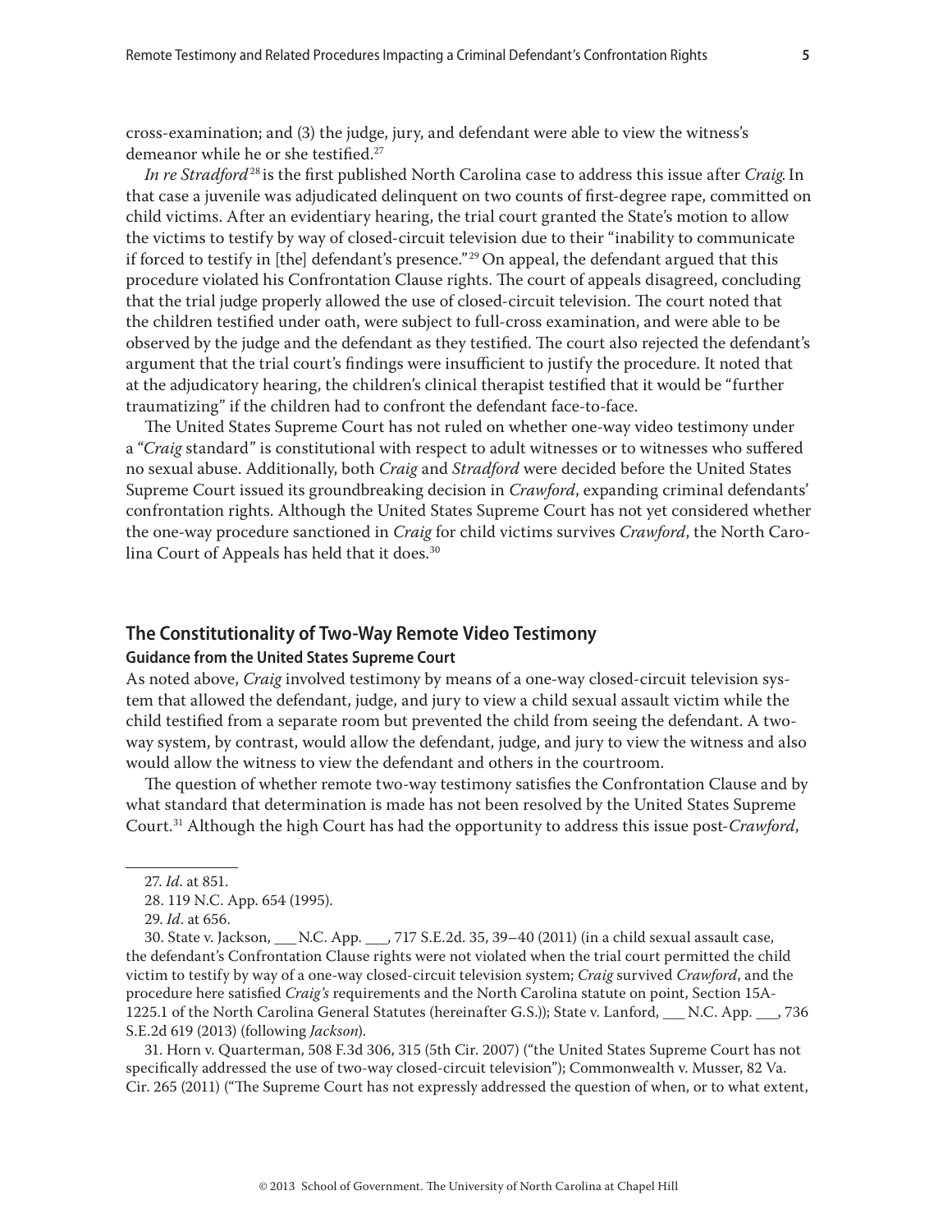cross-examination; and (3) the judge, jury, and defendant were able to view the witness's demeanor while he or she testified.[27]

*In re Stradford*[28] is the first published North Carolina case to address this issue after *Craig.* In that case a juvenile was adjudicated delinquent on two counts of first-degree rape, committed on child victims. After an evidentiary hearing, the trial court granted the State's motion to allow the victims to testify by way of closed-circuit television due to their "inability to communicate if forced to testify in [the] defendant's presence."[29] On appeal, the defendant argued that this procedure violated his Confrontation Clause rights. The court of appeals disagreed, concluding that the trial judge properly allowed the use of closed-circuit television. The court noted that the children testified under oath, were subject to full-cross examination, and were able to be observed by the judge and the defendant as they testified. The court also rejected the defendant's argument that the trial court's findings were insufficient to justify the procedure. It noted that at the adjudicatory hearing, the children's clinical therapist testified that it would be "further traumatizing" if the children had to confront the defendant face-to-face.

The United States Supreme Court has not ruled on whether one-way video testimony under a "*Craig* standard" is constitutional with respect to adult witnesses or to witnesses who suffered no sexual abuse. Additionally, both *Craig* and *Stradford* were decided before the United States Supreme Court issued its groundbreaking decision in *Crawford*, expanding criminal defendants' confrontation rights. Although the United States Supreme Court has not yet considered whether the one-way procedure sanctioned in *Craig* for child victims survives *Crawford*, the North Carolina Court of Appeals has held that it does.[30]

## The Constitutionality of Two-Way Remote Video Testimony

### Guidance from the United States Supreme Court

As noted above, *Craig* involved testimony by means of a one-way closed-circuit television system that allowed the defendant, judge, and jury to view a child sexual assault victim while the child testified from a separate room but prevented the child from seeing the defendant. A two-way system, by contrast, would allow the defendant, judge, and jury to view the witness and also would allow the witness to view the defendant and others in the courtroom.

The question of whether remote two-way testimony satisfies the Confrontation Clause and by what standard that determination is made has not been resolved by the United States Supreme Court.[31] Although the high Court has had the opportunity to address this issue post-*Crawford*,

---

27. *Id.* at 851.

28. 119 N.C. App. 654 (1995).

29. *Id.* at 656.

30. State v. Jackson, ___ N.C. App. ___, 717 S.E.2d. 35, 39–40 (2011) (in a child sexual assault case, the defendant's Confrontation Clause rights were not violated when the trial court permitted the child victim to testify by way of a one-way closed-circuit television system; *Craig* survived *Crawford*, and the procedure here satisfied *Craig's* requirements and the North Carolina statute on point, Section 15A-1225.1 of the North Carolina General Statutes (hereinafter G.S.)); State v. Lanford, ___ N.C. App. ___, 736 S.E.2d 619 (2013) (following *Jackson*).

31. Horn v. Quarterman, 508 F.3d 306, 315 (5th Cir. 2007) ("the United States Supreme Court has not specifically addressed the use of two-way closed-circuit television"); Commonwealth v. Musser, 82 Va. Cir. 265 (2011) ("The Supreme Court has not expressly addressed the question of when, or to what extent,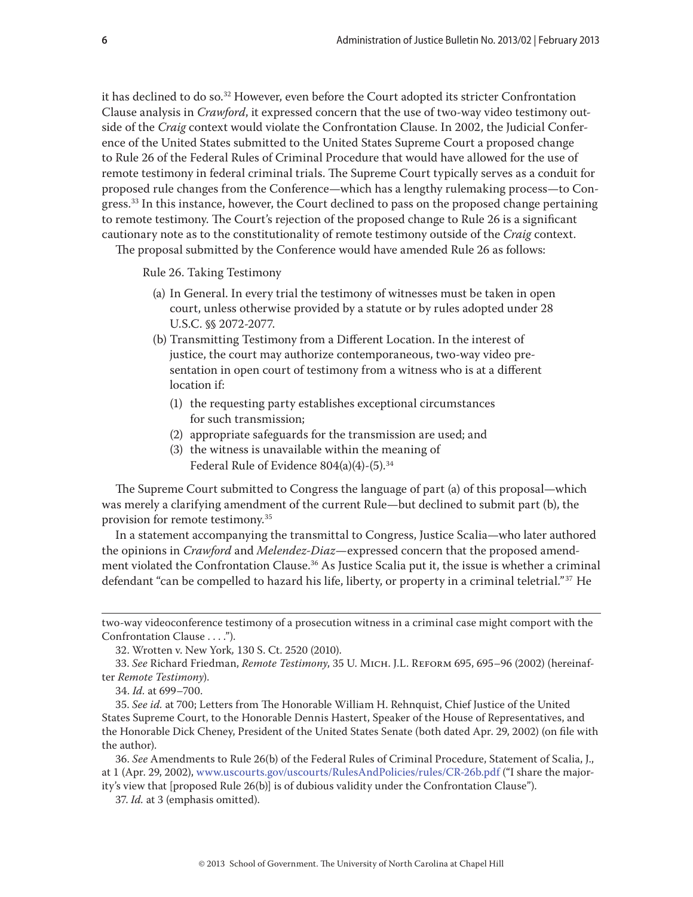it has declined to do so.[32] However, even before the Court adopted its stricter Confrontation Clause analysis in *Crawford*, it expressed concern that the use of two-way video testimony outside of the *Craig* context would violate the Confrontation Clause. In 2002, the Judicial Conference of the United States submitted to the United States Supreme Court a proposed change to Rule 26 of the Federal Rules of Criminal Procedure that would have allowed for the use of remote testimony in federal criminal trials. The Supreme Court typically serves as a conduit for proposed rule changes from the Conference—which has a lengthy rulemaking process—to Congress.[33] In this instance, however, the Court declined to pass on the proposed change pertaining to remote testimony. The Court's rejection of the proposed change to Rule 26 is a significant cautionary note as to the constitutionality of remote testimony outside of the *Craig* context.

The proposal submitted by the Conference would have amended Rule 26 as follows:

> Rule 26. Taking Testimony
>
> (a) In General. In every trial the testimony of witnesses must be taken in open court, unless otherwise provided by a statute or by rules adopted under 28 U.S.C. §§ 2072-2077.
>
> (b) Transmitting Testimony from a Different Location. In the interest of justice, the court may authorize contemporaneous, two-way video presentation in open court of testimony from a witness who is at a different location if:
>
> (1) the requesting party establishes exceptional circumstances for such transmission;
>
> (2) appropriate safeguards for the transmission are used; and
>
> (3) the witness is unavailable within the meaning of Federal Rule of Evidence 804(a)(4)-(5).[34]

The Supreme Court submitted to Congress the language of part (a) of this proposal—which was merely a clarifying amendment of the current Rule—but declined to submit part (b), the provision for remote testimony.[35]

In a statement accompanying the transmittal to Congress, Justice Scalia—who later authored the opinions in *Crawford* and *Melendez-Diaz*—expressed concern that the proposed amendment violated the Confrontation Clause.[36] As Justice Scalia put it, the issue is whether a criminal defendant "can be compelled to hazard his life, liberty, or property in a criminal teletrial."[37] He

---

two-way videoconference testimony of a prosecution witness in a criminal case might comport with the Confrontation Clause . . . .").

32. Wrotten v. New York, 130 S. Ct. 2520 (2010).

33. *See* Richard Friedman, *Remote Testimony*, 35 U. Mich. J.L. Reform 695, 695–96 (2002) (hereinafter *Remote Testimony*).

34. *Id.* at 699–700.

35. *See id.* at 700; Letters from The Honorable William H. Rehnquist, Chief Justice of the United States Supreme Court, to the Honorable Dennis Hastert, Speaker of the House of Representatives, and the Honorable Dick Cheney, President of the United States Senate (both dated Apr. 29, 2002) (on file with the author).

36. *See* Amendments to Rule 26(b) of the Federal Rules of Criminal Procedure, Statement of Scalia, J., at 1 (Apr. 29, 2002), www.uscourts.gov/uscourts/RulesAndPolicies/rules/CR-26b.pdf ("I share the majority's view that [proposed Rule 26(b)] is of dubious validity under the Confrontation Clause").

37. *Id.* at 3 (emphasis omitted).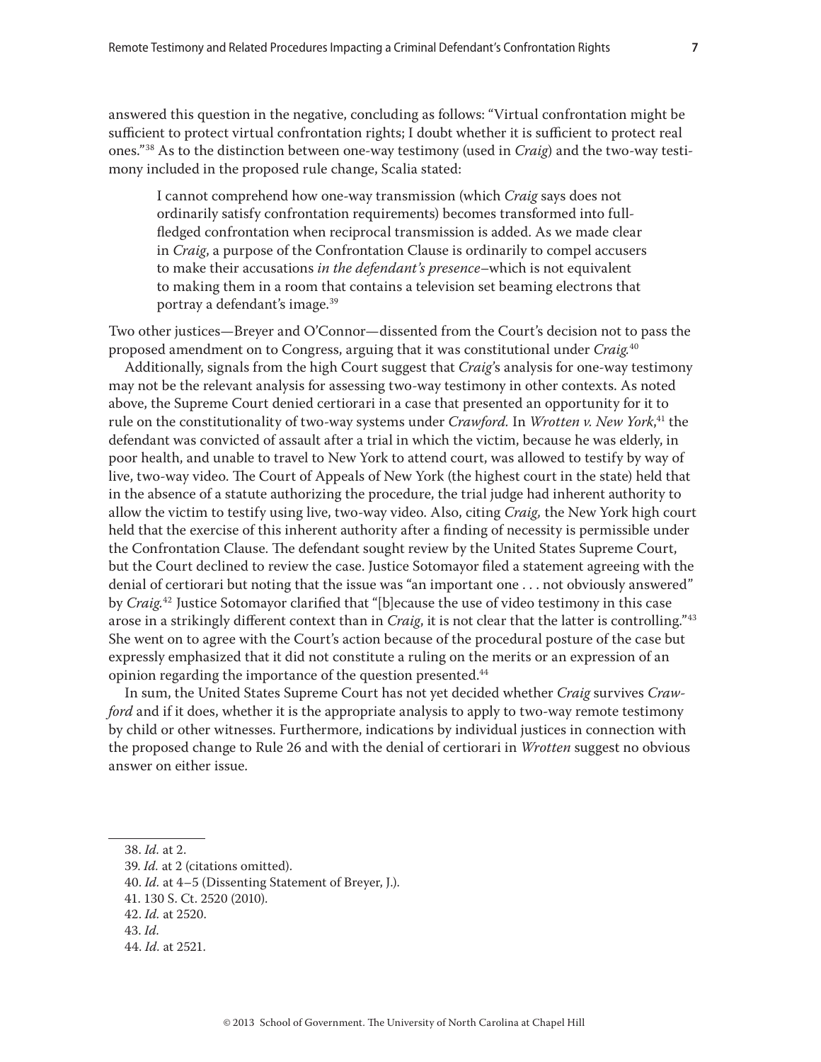answered this question in the negative, concluding as follows: "Virtual confrontation might be sufficient to protect virtual confrontation rights; I doubt whether it is sufficient to protect real ones."[38] As to the distinction between one-way testimony (used in *Craig*) and the two-way testimony included in the proposed rule change, Scalia stated:

> I cannot comprehend how one-way transmission (which *Craig* says does not ordinarily satisfy confrontation requirements) becomes transformed into full-fledged confrontation when reciprocal transmission is added. As we made clear in *Craig*, a purpose of the Confrontation Clause is ordinarily to compel accusers to make their accusations *in the defendant's presence*–which is not equivalent to making them in a room that contains a television set beaming electrons that portray a defendant's image.[39]

Two other justices—Breyer and O'Connor—dissented from the Court's decision not to pass the proposed amendment on to Congress, arguing that it was constitutional under *Craig*.[40]

Additionally, signals from the high Court suggest that *Craig*'s analysis for one-way testimony may not be the relevant analysis for assessing two-way testimony in other contexts. As noted above, the Supreme Court denied certiorari in a case that presented an opportunity for it to rule on the constitutionality of two-way systems under *Crawford.* In *Wrotten v. New York*,[41] the defendant was convicted of assault after a trial in which the victim, because he was elderly, in poor health, and unable to travel to New York to attend court, was allowed to testify by way of live, two-way video. The Court of Appeals of New York (the highest court in the state) held that in the absence of a statute authorizing the procedure, the trial judge had inherent authority to allow the victim to testify using live, two-way video. Also, citing *Craig,* the New York high court held that the exercise of this inherent authority after a finding of necessity is permissible under the Confrontation Clause. The defendant sought review by the United States Supreme Court, but the Court declined to review the case. Justice Sotomayor filed a statement agreeing with the denial of certiorari but noting that the issue was "an important one . . . not obviously answered" by *Craig.*[42] Justice Sotomayor clarified that "[b]ecause the use of video testimony in this case arose in a strikingly different context than in *Craig*, it is not clear that the latter is controlling."[43] She went on to agree with the Court's action because of the procedural posture of the case but expressly emphasized that it did not constitute a ruling on the merits or an expression of an opinion regarding the importance of the question presented.[44]

In sum, the United States Supreme Court has not yet decided whether *Craig* survives *Crawford* and if it does, whether it is the appropriate analysis to apply to two-way remote testimony by child or other witnesses. Furthermore, indications by individual justices in connection with the proposed change to Rule 26 and with the denial of certiorari in *Wrotten* suggest no obvious answer on either issue.

---

38. *Id.* at 2.
39. *Id.* at 2 (citations omitted).
40. *Id.* at 4–5 (Dissenting Statement of Breyer, J.).
41. 130 S. Ct. 2520 (2010).
42. *Id.* at 2520.
43. *Id.*
44. *Id.* at 2521.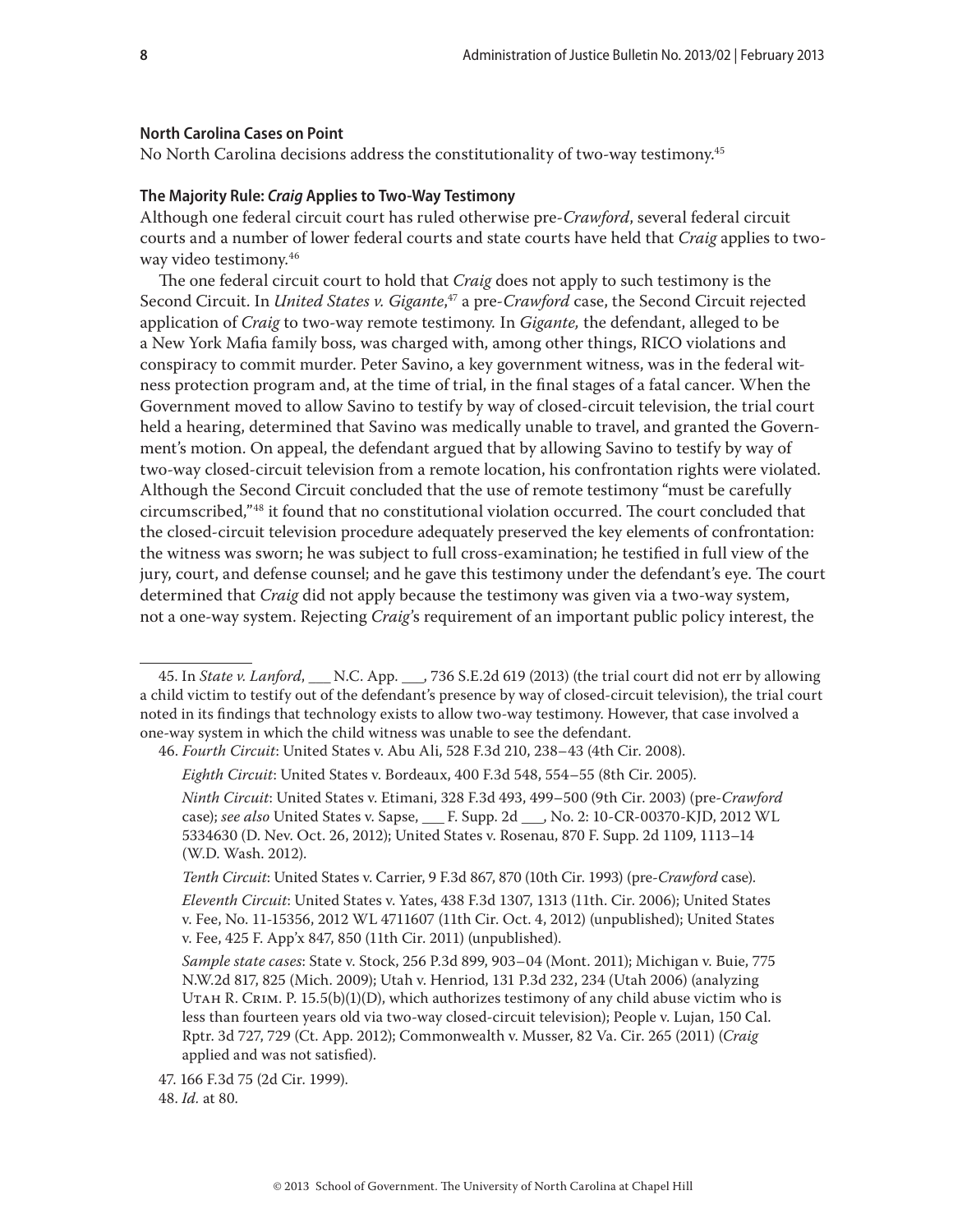### North Carolina Cases on Point

No North Carolina decisions address the constitutionality of two-way testimony.[45]

### The Majority Rule: *Craig* Applies to Two-Way Testimony

Although one federal circuit court has ruled otherwise pre-*Crawford*, several federal circuit courts and a number of lower federal courts and state courts have held that *Craig* applies to two-way video testimony.[46]

The one federal circuit court to hold that *Craig* does not apply to such testimony is the Second Circuit. In *United States v. Gigante*,[47] a pre-*Crawford* case, the Second Circuit rejected application of *Craig* to two-way remote testimony. In *Gigante,* the defendant, alleged to be a New York Mafia family boss, was charged with, among other things, RICO violations and conspiracy to commit murder. Peter Savino, a key government witness, was in the federal witness protection program and, at the time of trial, in the final stages of a fatal cancer. When the Government moved to allow Savino to testify by way of closed-circuit television, the trial court held a hearing, determined that Savino was medically unable to travel, and granted the Government's motion. On appeal, the defendant argued that by allowing Savino to testify by way of two-way closed-circuit television from a remote location, his confrontation rights were violated. Although the Second Circuit concluded that the use of remote testimony "must be carefully circumscribed,"[48] it found that no constitutional violation occurred. The court concluded that the closed-circuit television procedure adequately preserved the key elements of confrontation: the witness was sworn; he was subject to full cross-examination; he testified in full view of the jury, court, and defense counsel; and he gave this testimony under the defendant's eye. The court determined that *Craig* did not apply because the testimony was given via a two-way system, not a one-way system. Rejecting *Craig*'s requirement of an important public policy interest, the

---

45. In *State v. Lanford*, ___ N.C. App. ___, 736 S.E.2d 619 (2013) (the trial court did not err by allowing a child victim to testify out of the defendant's presence by way of closed-circuit television), the trial court noted in its findings that technology exists to allow two-way testimony. However, that case involved a one-way system in which the child witness was unable to see the defendant.

46. *Fourth Circuit*: United States v. Abu Ali, 528 F.3d 210, 238–43 (4th Cir. 2008).

*Eighth Circuit*: United States v. Bordeaux, 400 F.3d 548, 554–55 (8th Cir. 2005).

*Ninth Circuit*: United States v. Etimani, 328 F.3d 493, 499–500 (9th Cir. 2003) (pre-*Crawford* case); *see also* United States v. Sapse, ___ F. Supp. 2d ___, No. 2: 10-CR-00370-KJD, 2012 WL 5334630 (D. Nev. Oct. 26, 2012); United States v. Rosenau, 870 F. Supp. 2d 1109, 1113–14 (W.D. Wash. 2012).

*Tenth Circuit*: United States v. Carrier, 9 F.3d 867, 870 (10th Cir. 1993) (pre-*Crawford* case).

*Eleventh Circuit*: United States v. Yates, 438 F.3d 1307, 1313 (11th. Cir. 2006); United States v. Fee, No. 11-15356, 2012 WL 4711607 (11th Cir. Oct. 4, 2012) (unpublished); United States v. Fee, 425 F. App'x 847, 850 (11th Cir. 2011) (unpublished).

*Sample state cases*: State v. Stock, 256 P.3d 899, 903–04 (Mont. 2011); Michigan v. Buie, 775 N.W.2d 817, 825 (Mich. 2009); Utah v. Henriod, 131 P.3d 232, 234 (Utah 2006) (analyzing Utah R. Crim. P. 15.5(b)(1)(D), which authorizes testimony of any child abuse victim who is less than fourteen years old via two-way closed-circuit television); People v. Lujan, 150 Cal. Rptr. 3d 727, 729 (Ct. App. 2012); Commonwealth v. Musser, 82 Va. Cir. 265 (2011) (*Craig* applied and was not satisfied).

47. 166 F.3d 75 (2d Cir. 1999).

48. *Id.* at 80.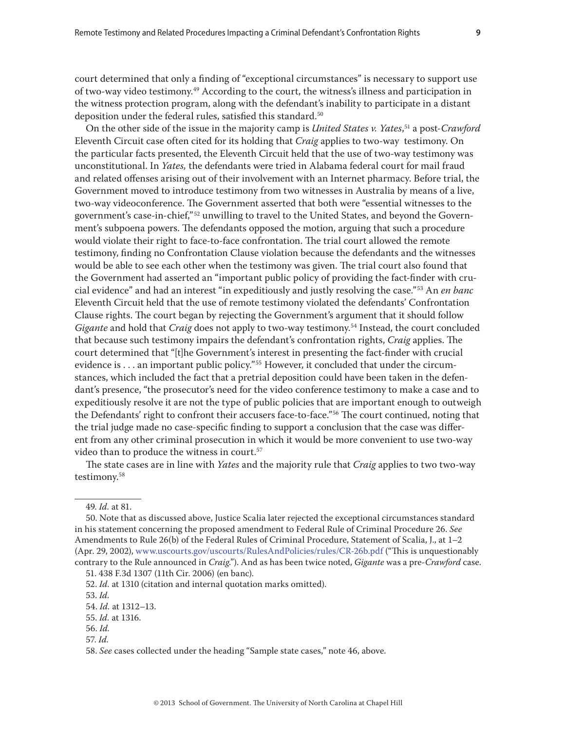court determined that only a finding of "exceptional circumstances" is necessary to support use of two-way video testimony.[49] According to the court, the witness's illness and participation in the witness protection program, along with the defendant's inability to participate in a distant deposition under the federal rules, satisfied this standard.[50]

On the other side of the issue in the majority camp is *United States v. Yates*,[51] a post-*Crawford* Eleventh Circuit case often cited for its holding that *Craig* applies to two-way testimony. On the particular facts presented, the Eleventh Circuit held that the use of two-way testimony was unconstitutional. In *Yates,* the defendants were tried in Alabama federal court for mail fraud and related offenses arising out of their involvement with an Internet pharmacy. Before trial, the Government moved to introduce testimony from two witnesses in Australia by means of a live, two-way videoconference. The Government asserted that both were "essential witnesses to the government's case-in-chief,"[52] unwilling to travel to the United States, and beyond the Government's subpoena powers. The defendants opposed the motion, arguing that such a procedure would violate their right to face-to-face confrontation. The trial court allowed the remote testimony, finding no Confrontation Clause violation because the defendants and the witnesses would be able to see each other when the testimony was given. The trial court also found that the Government had asserted an "important public policy of providing the fact-finder with crucial evidence" and had an interest "in expeditiously and justly resolving the case."[53] An *en banc* Eleventh Circuit held that the use of remote testimony violated the defendants' Confrontation Clause rights. The court began by rejecting the Government's argument that it should follow *Gigante* and hold that *Craig* does not apply to two-way testimony.[54] Instead, the court concluded that because such testimony impairs the defendant's confrontation rights, *Craig* applies. The court determined that "[t]he Government's interest in presenting the fact-finder with crucial evidence is . . . an important public policy."[55] However, it concluded that under the circumstances, which included the fact that a pretrial deposition could have been taken in the defendant's presence, "the prosecutor's need for the video conference testimony to make a case and to expeditiously resolve it are not the type of public policies that are important enough to outweigh the Defendants' right to confront their accusers face-to-face."[56] The court continued, noting that the trial judge made no case-specific finding to support a conclusion that the case was different from any other criminal prosecution in which it would be more convenient to use two-way video than to produce the witness in court.[57]

The state cases are in line with *Yates* and the majority rule that *Craig* applies to two two-way testimony.[58]

---

49. *Id.* at 81.

50. Note that as discussed above, Justice Scalia later rejected the exceptional circumstances standard in his statement concerning the proposed amendment to Federal Rule of Criminal Procedure 26. *See* Amendments to Rule 26(b) of the Federal Rules of Criminal Procedure, Statement of Scalia, J., at 1–2 (Apr. 29, 2002), www.uscourts.gov/uscourts/RulesAndPolicies/rules/CR-26b.pdf ("This is unquestionably contrary to the Rule announced in *Craig*."). And as has been twice noted, *Gigante* was a pre-*Crawford* case.

51. 438 F.3d 1307 (11th Cir. 2006) (en banc).

52. *Id.* at 1310 (citation and internal quotation marks omitted).

53. *Id.*

54. *Id.* at 1312–13.

55. *Id.* at 1316.

56. *Id.*

57. *Id.*

58. *See* cases collected under the heading "Sample state cases," note 46, above.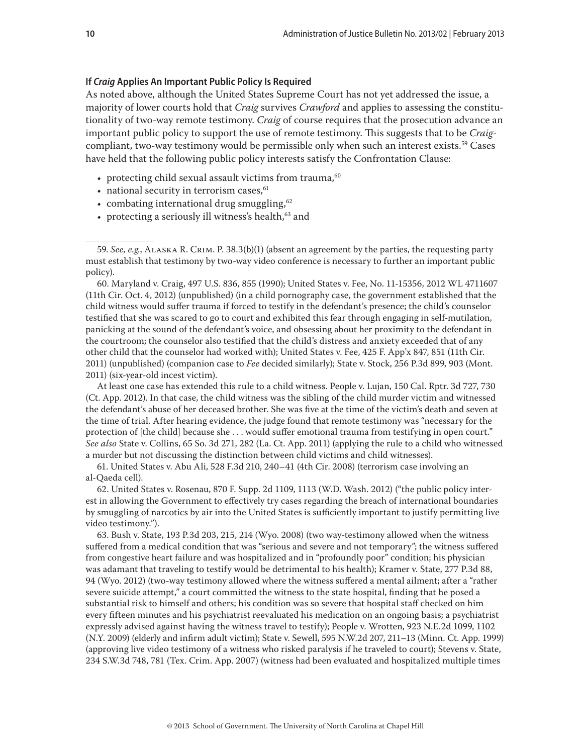### If *Craig* Applies An Important Public Policy Is Required

As noted above, although the United States Supreme Court has not yet addressed the issue, a majority of lower courts hold that *Craig* survives *Crawford* and applies to assessing the constitutionality of two-way remote testimony. *Craig* of course requires that the prosecution advance an important public policy to support the use of remote testimony. This suggests that to be *Craig*-compliant, two-way testimony would be permissible only when such an interest exists.[59] Cases have held that the following public policy interests satisfy the Confrontation Clause:

- protecting child sexual assault victims from trauma,[60]
- national security in terrorism cases,[61]
- combating international drug smuggling,[62]
- protecting a seriously ill witness's health,[63] and

---

59. *See, e.g.*, Alaska R. Crim. P. 38.3(b)(1) (absent an agreement by the parties, the requesting party must establish that testimony by two-way video conference is necessary to further an important public policy).

60. Maryland v. Craig, 497 U.S. 836, 855 (1990); United States v. Fee, No. 11-15356, 2012 WL 4711607 (11th Cir. Oct. 4, 2012) (unpublished) (in a child pornography case, the government established that the child witness would suffer trauma if forced to testify in the defendant's presence; the child's counselor testified that she was scared to go to court and exhibited this fear through engaging in self-mutilation, panicking at the sound of the defendant's voice, and obsessing about her proximity to the defendant in the courtroom; the counselor also testified that the child's distress and anxiety exceeded that of any other child that the counselor had worked with); United States v. Fee, 425 F. App'x 847, 851 (11th Cir. 2011) (unpublished) (companion case to *Fee* decided similarly); State v. Stock, 256 P.3d 899, 903 (Mont. 2011) (six-year-old incest victim).

At least one case has extended this rule to a child witness. People v. Lujan, 150 Cal. Rptr. 3d 727, 730 (Ct. App. 2012). In that case, the child witness was the sibling of the child murder victim and witnessed the defendant's abuse of her deceased brother. She was five at the time of the victim's death and seven at the time of trial. After hearing evidence, the judge found that remote testimony was "necessary for the protection of [the child] because she . . . would suffer emotional trauma from testifying in open court." *See also* State v. Collins, 65 So. 3d 271, 282 (La. Ct. App. 2011) (applying the rule to a child who witnessed a murder but not discussing the distinction between child victims and child witnesses).

61. United States v. Abu Ali, 528 F.3d 210, 240–41 (4th Cir. 2008) (terrorism case involving an al-Qaeda cell).

62. United States v. Rosenau, 870 F. Supp. 2d 1109, 1113 (W.D. Wash. 2012) ("the public policy interest in allowing the Government to effectively try cases regarding the breach of international boundaries by smuggling of narcotics by air into the United States is sufficiently important to justify permitting live video testimony.").

63. Bush v. State, 193 P.3d 203, 215, 214 (Wyo. 2008) (two way-testimony allowed when the witness suffered from a medical condition that was "serious and severe and not temporary"; the witness suffered from congestive heart failure and was hospitalized and in "profoundly poor" condition; his physician was adamant that traveling to testify would be detrimental to his health); Kramer v. State, 277 P.3d 88, 94 (Wyo. 2012) (two-way testimony allowed where the witness suffered a mental ailment; after a "rather severe suicide attempt," a court committed the witness to the state hospital, finding that he posed a substantial risk to himself and others; his condition was so severe that hospital staff checked on him every fifteen minutes and his psychiatrist reevaluated his medication on an ongoing basis; a psychiatrist expressly advised against having the witness travel to testify); People v. Wrotten, 923 N.E.2d 1099, 1102 (N.Y. 2009) (elderly and infirm adult victim); State v. Sewell, 595 N.W.2d 207, 211–13 (Minn. Ct. App. 1999) (approving live video testimony of a witness who risked paralysis if he traveled to court); Stevens v. State, 234 S.W.3d 748, 781 (Tex. Crim. App. 2007) (witness had been evaluated and hospitalized multiple times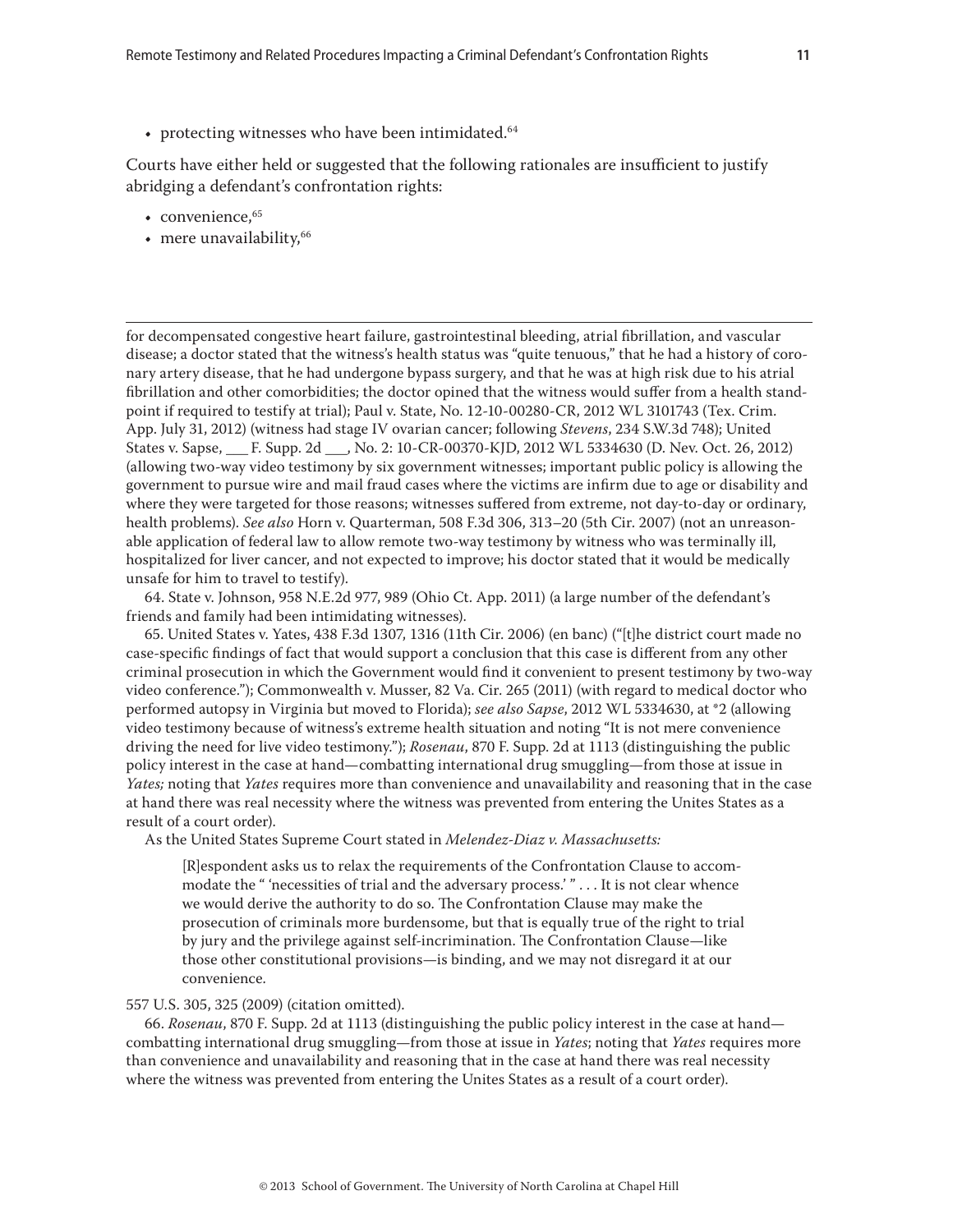- protecting witnesses who have been intimidated.[64]

Courts have either held or suggested that the following rationales are insufficient to justify abridging a defendant's confrontation rights:

- convenience,[65]
- mere unavailability,[66]

---

for decompensated congestive heart failure, gastrointestinal bleeding, atrial fibrillation, and vascular disease; a doctor stated that the witness's health status was "quite tenuous," that he had a history of coronary artery disease, that he had undergone bypass surgery, and that he was at high risk due to his atrial fibrillation and other comorbidities; the doctor opined that the witness would suffer from a health standpoint if required to testify at trial); Paul v. State, No. 12-10-00280-CR, 2012 WL 3101743 (Tex. Crim. App. July 31, 2012) (witness had stage IV ovarian cancer; following *Stevens*, 234 S.W.3d 748); United States v. Sapse, ___ F. Supp. 2d ___, No. 2: 10-CR-00370-KJD, 2012 WL 5334630 (D. Nev. Oct. 26, 2012) (allowing two-way video testimony by six government witnesses; important public policy is allowing the government to pursue wire and mail fraud cases where the victims are infirm due to age or disability and where they were targeted for those reasons; witnesses suffered from extreme, not day-to-day or ordinary, health problems). *See also* Horn v. Quarterman, 508 F.3d 306, 313–20 (5th Cir. 2007) (not an unreasonable application of federal law to allow remote two-way testimony by witness who was terminally ill, hospitalized for liver cancer, and not expected to improve; his doctor stated that it would be medically unsafe for him to travel to testify).

64. State v. Johnson, 958 N.E.2d 977, 989 (Ohio Ct. App. 2011) (a large number of the defendant's friends and family had been intimidating witnesses).

65. United States v. Yates, 438 F.3d 1307, 1316 (11th Cir. 2006) (en banc) ("[t]he district court made no case-specific findings of fact that would support a conclusion that this case is different from any other criminal prosecution in which the Government would find it convenient to present testimony by two-way video conference."); Commonwealth v. Musser, 82 Va. Cir. 265 (2011) (with regard to medical doctor who performed autopsy in Virginia but moved to Florida); *see also Sapse*, 2012 WL 5334630, at *2 (allowing video testimony because of witness's extreme health situation and noting "It is not mere convenience driving the need for live video testimony."); *Rosenau*, 870 F. Supp. 2d at 1113 (distinguishing the public policy interest in the case at hand—combatting international drug smuggling—from those at issue in *Yates;* noting that *Yates* requires more than convenience and unavailability and reasoning that in the case at hand there was real necessity where the witness was prevented from entering the Unites States as a result of a court order).

As the United States Supreme Court stated in *Melendez-Diaz v. Massachusetts:*

> [R]espondent asks us to relax the requirements of the Confrontation Clause to accommodate the " 'necessities of trial and the adversary process.' " . . . It is not clear whence we would derive the authority to do so. The Confrontation Clause may make the prosecution of criminals more burdensome, but that is equally true of the right to trial by jury and the privilege against self-incrimination. The Confrontation Clause—like those other constitutional provisions—is binding, and we may not disregard it at our convenience.

557 U.S. 305, 325 (2009) (citation omitted).

66. *Rosenau*, 870 F. Supp. 2d at 1113 (distinguishing the public policy interest in the case at hand—combatting international drug smuggling—from those at issue in *Yates*; noting that *Yates* requires more than convenience and unavailability and reasoning that in the case at hand there was real necessity where the witness was prevented from entering the Unites States as a result of a court order).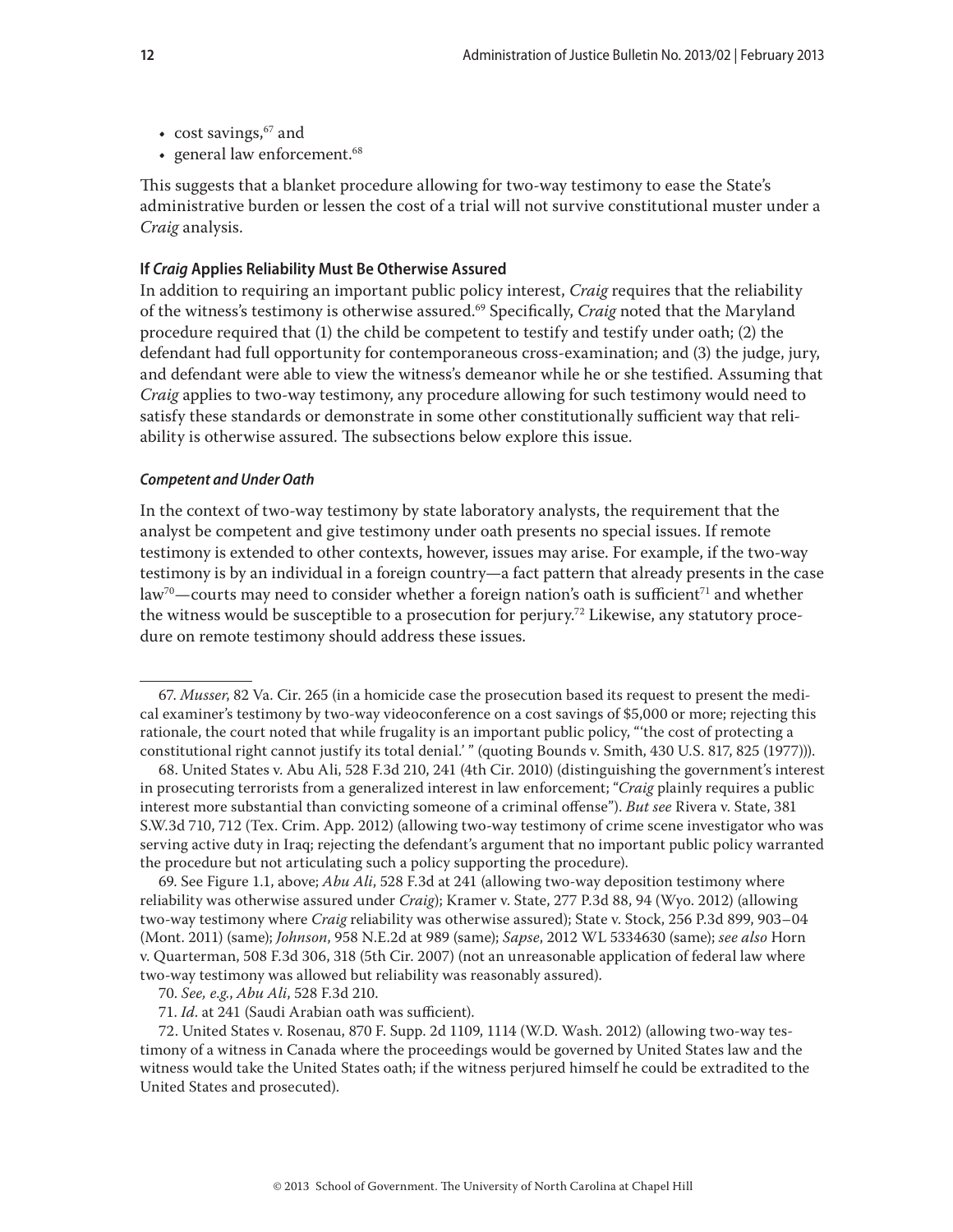- cost savings,[67] and
- general law enforcement.[68]

This suggests that a blanket procedure allowing for two-way testimony to ease the State's administrative burden or lessen the cost of a trial will not survive constitutional muster under a *Craig* analysis.

#### If *Craig* Applies Reliability Must Be Otherwise Assured

In addition to requiring an important public policy interest, *Craig* requires that the reliability of the witness's testimony is otherwise assured.[69] Specifically, *Craig* noted that the Maryland procedure required that (1) the child be competent to testify and testify under oath; (2) the defendant had full opportunity for contemporaneous cross-examination; and (3) the judge, jury, and defendant were able to view the witness's demeanor while he or she testified. Assuming that *Craig* applies to two-way testimony, any procedure allowing for such testimony would need to satisfy these standards or demonstrate in some other constitutionally sufficient way that reliability is otherwise assured. The subsections below explore this issue.

##### *Competent and Under Oath*

In the context of two-way testimony by state laboratory analysts, the requirement that the analyst be competent and give testimony under oath presents no special issues. If remote testimony is extended to other contexts, however, issues may arise. For example, if the two-way testimony is by an individual in a foreign country—a fact pattern that already presents in the case law[70]—courts may need to consider whether a foreign nation's oath is sufficient[71] and whether the witness would be susceptible to a prosecution for perjury.[72] Likewise, any statutory procedure on remote testimony should address these issues.

---

67. *Musser*, 82 Va. Cir. 265 (in a homicide case the prosecution based its request to present the medical examiner's testimony by two-way videoconference on a cost savings of $5,000 or more; rejecting this rationale, the court noted that while frugality is an important public policy, "'the cost of protecting a constitutional right cannot justify its total denial.' " (quoting Bounds v. Smith, 430 U.S. 817, 825 (1977))).

68. United States v. Abu Ali, 528 F.3d 210, 241 (4th Cir. 2010) (distinguishing the government's interest in prosecuting terrorists from a generalized interest in law enforcement; "*Craig* plainly requires a public interest more substantial than convicting someone of a criminal offense"). *But see* Rivera v. State, 381 S.W.3d 710, 712 (Tex. Crim. App. 2012) (allowing two-way testimony of crime scene investigator who was serving active duty in Iraq; rejecting the defendant's argument that no important public policy warranted the procedure but not articulating such a policy supporting the procedure).

69. See Figure 1.1, above; *Abu Ali*, 528 F.3d at 241 (allowing two-way deposition testimony where reliability was otherwise assured under *Craig*); Kramer v. State, 277 P.3d 88, 94 (Wyo. 2012) (allowing two-way testimony where *Craig* reliability was otherwise assured); State v. Stock, 256 P.3d 899, 903–04 (Mont. 2011) (same); *Johnson*, 958 N.E.2d at 989 (same); *Sapse*, 2012 WL 5334630 (same); *see also* Horn v. Quarterman, 508 F.3d 306, 318 (5th Cir. 2007) (not an unreasonable application of federal law where two-way testimony was allowed but reliability was reasonably assured).

70. *See, e.g.*, *Abu Ali*, 528 F.3d 210.

71. *Id.* at 241 (Saudi Arabian oath was sufficient).

72. United States v. Rosenau, 870 F. Supp. 2d 1109, 1114 (W.D. Wash. 2012) (allowing two-way testimony of a witness in Canada where the proceedings would be governed by United States law and the witness would take the United States oath; if the witness perjured himself he could be extradited to the United States and prosecuted).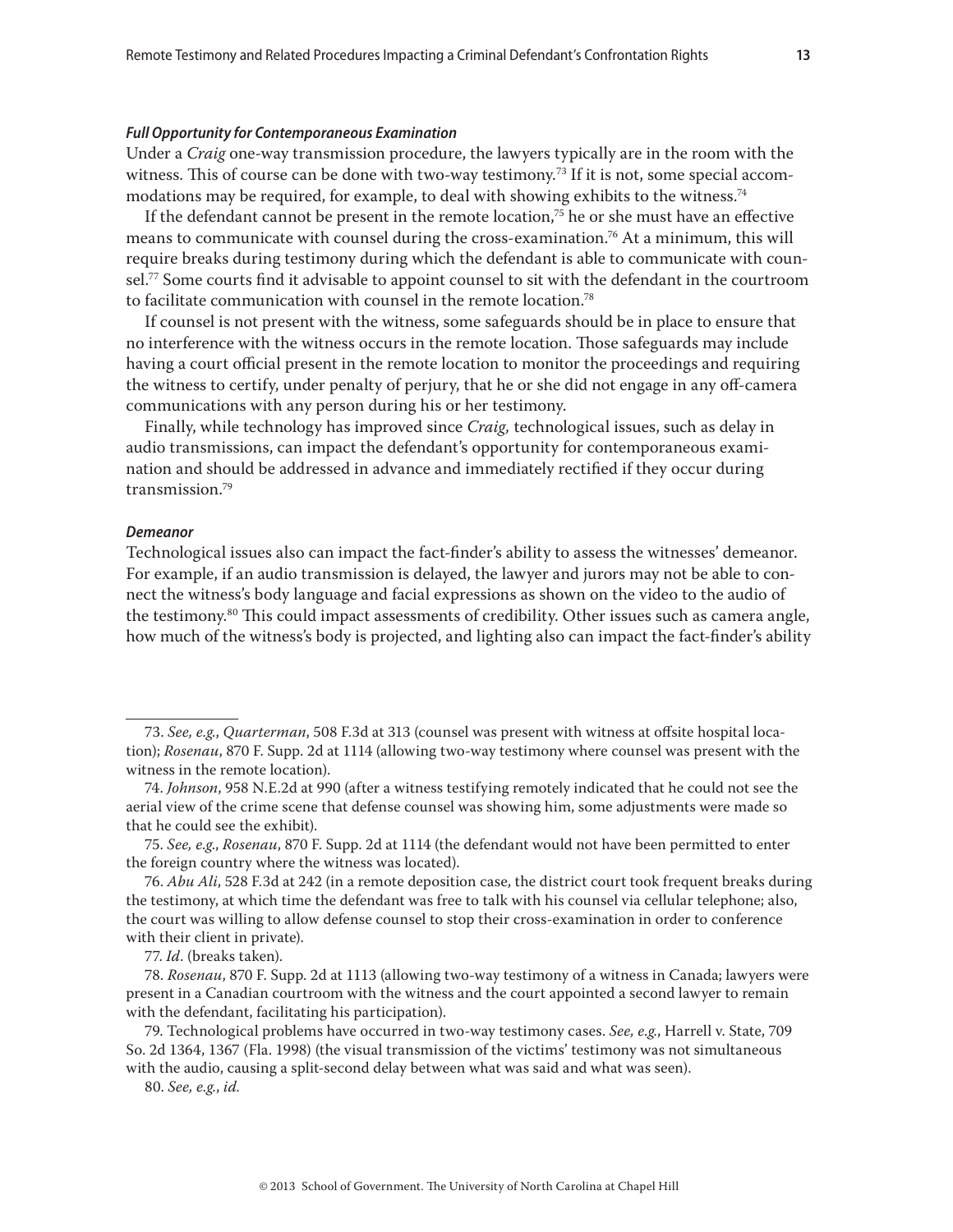#### *Full Opportunity for Contemporaneous Examination*

Under a *Craig* one-way transmission procedure, the lawyers typically are in the room with the witness. This of course can be done with two-way testimony.[73] If it is not, some special accommodations may be required, for example, to deal with showing exhibits to the witness.[74]

If the defendant cannot be present in the remote location,[75] he or she must have an effective means to communicate with counsel during the cross-examination.[76] At a minimum, this will require breaks during testimony during which the defendant is able to communicate with counsel.[77] Some courts find it advisable to appoint counsel to sit with the defendant in the courtroom to facilitate communication with counsel in the remote location.[78]

If counsel is not present with the witness, some safeguards should be in place to ensure that no interference with the witness occurs in the remote location. Those safeguards may include having a court official present in the remote location to monitor the proceedings and requiring the witness to certify, under penalty of perjury, that he or she did not engage in any off-camera communications with any person during his or her testimony.

Finally, while technology has improved since *Craig,* technological issues, such as delay in audio transmissions, can impact the defendant's opportunity for contemporaneous examination and should be addressed in advance and immediately rectified if they occur during transmission.[79]

#### *Demeanor*

Technological issues also can impact the fact-finder's ability to assess the witnesses' demeanor. For example, if an audio transmission is delayed, the lawyer and jurors may not be able to connect the witness's body language and facial expressions as shown on the video to the audio of the testimony.[80] This could impact assessments of credibility. Other issues such as camera angle, how much of the witness's body is projected, and lighting also can impact the fact-finder's ability

---

73. *See, e.g.*, *Quarterman*, 508 F.3d at 313 (counsel was present with witness at offsite hospital location); *Rosenau*, 870 F. Supp. 2d at 1114 (allowing two-way testimony where counsel was present with the witness in the remote location).

74. *Johnson*, 958 N.E.2d at 990 (after a witness testifying remotely indicated that he could not see the aerial view of the crime scene that defense counsel was showing him, some adjustments were made so that he could see the exhibit).

75. *See, e.g.*, *Rosenau*, 870 F. Supp. 2d at 1114 (the defendant would not have been permitted to enter the foreign country where the witness was located).

76. *Abu Ali*, 528 F.3d at 242 (in a remote deposition case, the district court took frequent breaks during the testimony, at which time the defendant was free to talk with his counsel via cellular telephone; also, the court was willing to allow defense counsel to stop their cross-examination in order to conference with their client in private).

77. *Id.* (breaks taken).

78. *Rosenau*, 870 F. Supp. 2d at 1113 (allowing two-way testimony of a witness in Canada; lawyers were present in a Canadian courtroom with the witness and the court appointed a second lawyer to remain with the defendant, facilitating his participation).

79. Technological problems have occurred in two-way testimony cases. *See, e.g.*, Harrell v. State, 709 So. 2d 1364, 1367 (Fla. 1998) (the visual transmission of the victims' testimony was not simultaneous with the audio, causing a split-second delay between what was said and what was seen).

80. *See, e.g.*, *id.*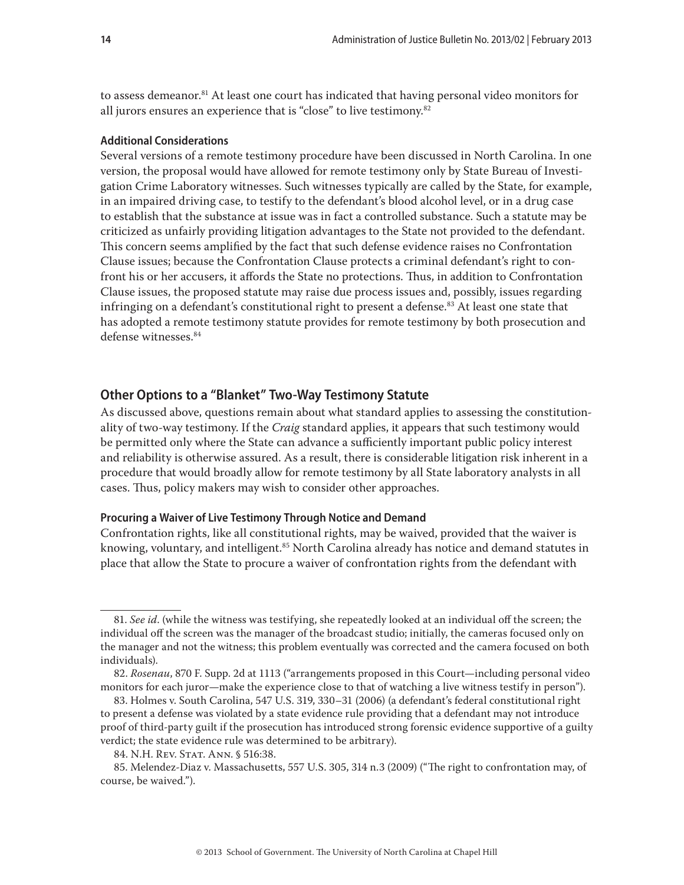to assess demeanor.[81] At least one court has indicated that having personal video monitors for all jurors ensures an experience that is "close" to live testimony.[82]

#### Additional Considerations

Several versions of a remote testimony procedure have been discussed in North Carolina. In one version, the proposal would have allowed for remote testimony only by State Bureau of Investigation Crime Laboratory witnesses. Such witnesses typically are called by the State, for example, in an impaired driving case, to testify to the defendant's blood alcohol level, or in a drug case to establish that the substance at issue was in fact a controlled substance. Such a statute may be criticized as unfairly providing litigation advantages to the State not provided to the defendant. This concern seems amplified by the fact that such defense evidence raises no Confrontation Clause issues; because the Confrontation Clause protects a criminal defendant's right to confront his or her accusers, it affords the State no protections. Thus, in addition to Confrontation Clause issues, the proposed statute may raise due process issues and, possibly, issues regarding infringing on a defendant's constitutional right to present a defense.[83] At least one state that has adopted a remote testimony statute provides for remote testimony by both prosecution and defense witnesses.[84]

### Other Options to a "Blanket" Two-Way Testimony Statute

As discussed above, questions remain about what standard applies to assessing the constitutionality of two-way testimony. If the *Craig* standard applies, it appears that such testimony would be permitted only where the State can advance a sufficiently important public policy interest and reliability is otherwise assured. As a result, there is considerable litigation risk inherent in a procedure that would broadly allow for remote testimony by all State laboratory analysts in all cases. Thus, policy makers may wish to consider other approaches.

#### Procuring a Waiver of Live Testimony Through Notice and Demand

Confrontation rights, like all constitutional rights, may be waived, provided that the waiver is knowing, voluntary, and intelligent.[85] North Carolina already has notice and demand statutes in place that allow the State to procure a waiver of confrontation rights from the defendant with

---

81. *See id.* (while the witness was testifying, she repeatedly looked at an individual off the screen; the individual off the screen was the manager of the broadcast studio; initially, the cameras focused only on the manager and not the witness; this problem eventually was corrected and the camera focused on both individuals).

82. *Rosenau*, 870 F. Supp. 2d at 1113 ("arrangements proposed in this Court—including personal video monitors for each juror—make the experience close to that of watching a live witness testify in person").

83. Holmes v. South Carolina, 547 U.S. 319, 330–31 (2006) (a defendant's federal constitutional right to present a defense was violated by a state evidence rule providing that a defendant may not introduce proof of third-party guilt if the prosecution has introduced strong forensic evidence supportive of a guilty verdict; the state evidence rule was determined to be arbitrary).

84. N.H. Rev. Stat. Ann. § 516:38.

85. Melendez-Diaz v. Massachusetts, 557 U.S. 305, 314 n.3 (2009) ("The right to confrontation may, of course, be waived.").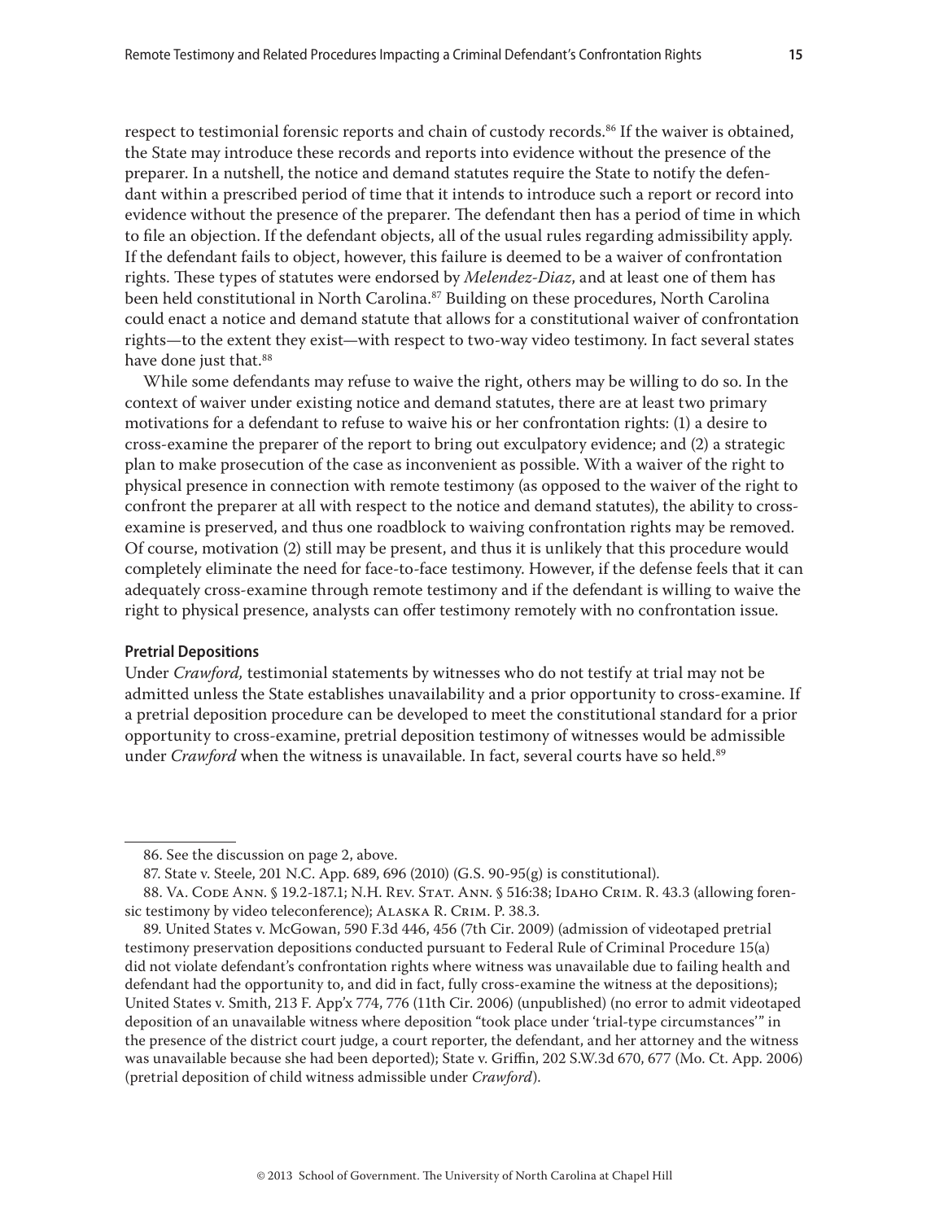respect to testimonial forensic reports and chain of custody records.[86] If the waiver is obtained, the State may introduce these records and reports into evidence without the presence of the preparer. In a nutshell, the notice and demand statutes require the State to notify the defendant within a prescribed period of time that it intends to introduce such a report or record into evidence without the presence of the preparer. The defendant then has a period of time in which to file an objection. If the defendant objects, all of the usual rules regarding admissibility apply. If the defendant fails to object, however, this failure is deemed to be a waiver of confrontation rights. These types of statutes were endorsed by *Melendez-Diaz*, and at least one of them has been held constitutional in North Carolina.[87] Building on these procedures, North Carolina could enact a notice and demand statute that allows for a constitutional waiver of confrontation rights—to the extent they exist—with respect to two-way video testimony. In fact several states have done just that.[88]

While some defendants may refuse to waive the right, others may be willing to do so. In the context of waiver under existing notice and demand statutes, there are at least two primary motivations for a defendant to refuse to waive his or her confrontation rights: (1) a desire to cross-examine the preparer of the report to bring out exculpatory evidence; and (2) a strategic plan to make prosecution of the case as inconvenient as possible. With a waiver of the right to physical presence in connection with remote testimony (as opposed to the waiver of the right to confront the preparer at all with respect to the notice and demand statutes), the ability to cross-examine is preserved, and thus one roadblock to waiving confrontation rights may be removed. Of course, motivation (2) still may be present, and thus it is unlikely that this procedure would completely eliminate the need for face-to-face testimony. However, if the defense feels that it can adequately cross-examine through remote testimony and if the defendant is willing to waive the right to physical presence, analysts can offer testimony remotely with no confrontation issue.

#### Pretrial Depositions

Under *Crawford,* testimonial statements by witnesses who do not testify at trial may not be admitted unless the State establishes unavailability and a prior opportunity to cross-examine. If a pretrial deposition procedure can be developed to meet the constitutional standard for a prior opportunity to cross-examine, pretrial deposition testimony of witnesses would be admissible under *Crawford* when the witness is unavailable. In fact, several courts have so held.[89]

---

86. See the discussion on page 2, above.

87. State v. Steele, 201 N.C. App. 689, 696 (2010) (G.S. 90-95(g) is constitutional).

88. Va. Code Ann. § 19.2-187.1; N.H. Rev. Stat. Ann. § 516:38; Idaho Crim. R. 43.3 (allowing forensic testimony by video teleconference); Alaska R. Crim. P. 38.3.

89. United States v. McGowan, 590 F.3d 446, 456 (7th Cir. 2009) (admission of videotaped pretrial testimony preservation depositions conducted pursuant to Federal Rule of Criminal Procedure 15(a) did not violate defendant's confrontation rights where witness was unavailable due to failing health and defendant had the opportunity to, and did in fact, fully cross-examine the witness at the depositions); United States v. Smith, 213 F. App'x 774, 776 (11th Cir. 2006) (unpublished) (no error to admit videotaped deposition of an unavailable witness where deposition "took place under 'trial-type circumstances'" in the presence of the district court judge, a court reporter, the defendant, and her attorney and the witness was unavailable because she had been deported); State v. Griffin, 202 S.W.3d 670, 677 (Mo. Ct. App. 2006) (pretrial deposition of child witness admissible under *Crawford*).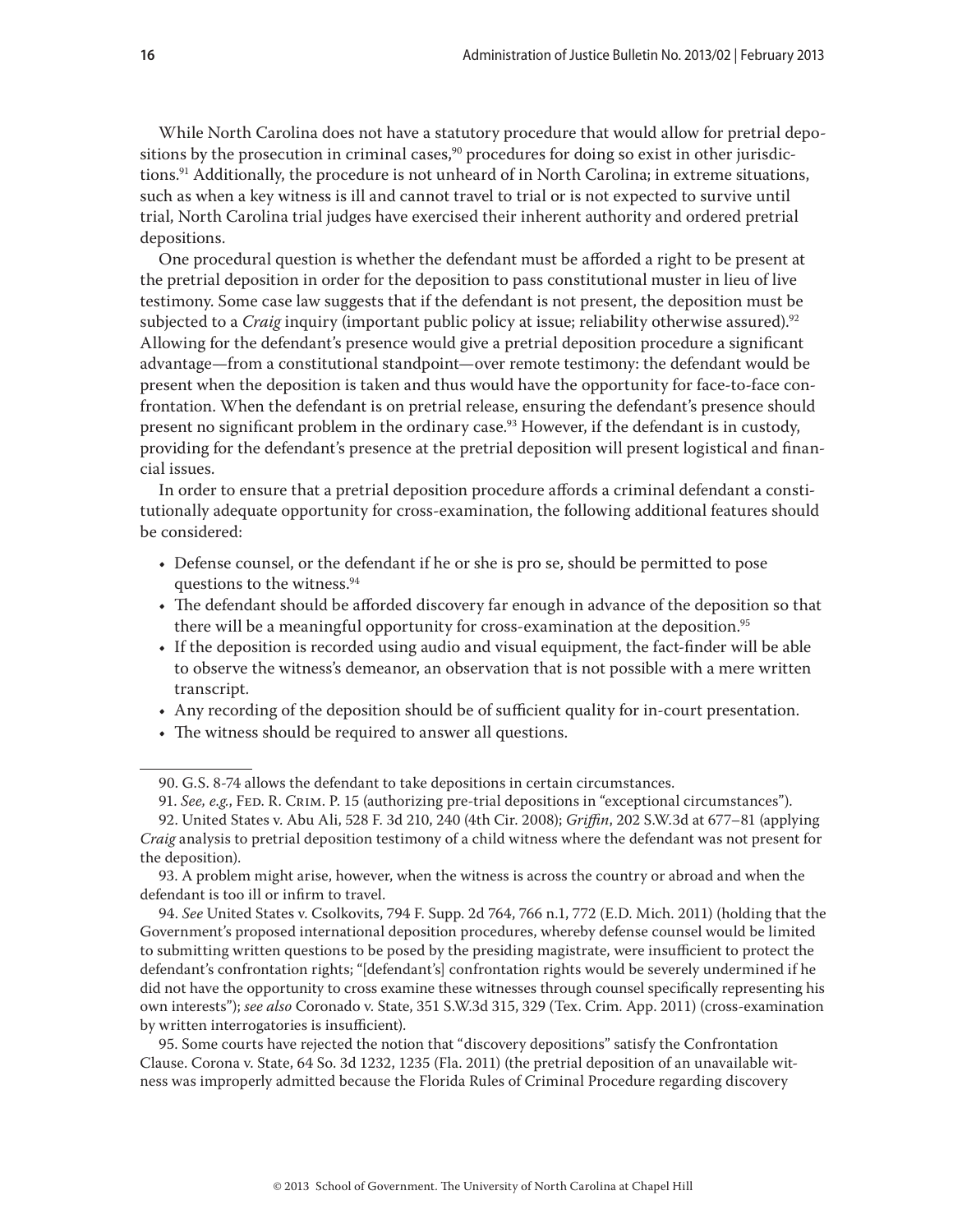While North Carolina does not have a statutory procedure that would allow for pretrial depositions by the prosecution in criminal cases,[90] procedures for doing so exist in other jurisdictions.[91] Additionally, the procedure is not unheard of in North Carolina; in extreme situations, such as when a key witness is ill and cannot travel to trial or is not expected to survive until trial, North Carolina trial judges have exercised their inherent authority and ordered pretrial depositions.

One procedural question is whether the defendant must be afforded a right to be present at the pretrial deposition in order for the deposition to pass constitutional muster in lieu of live testimony. Some case law suggests that if the defendant is not present, the deposition must be subjected to a *Craig* inquiry (important public policy at issue; reliability otherwise assured).[92] Allowing for the defendant's presence would give a pretrial deposition procedure a significant advantage—from a constitutional standpoint—over remote testimony: the defendant would be present when the deposition is taken and thus would have the opportunity for face-to-face confrontation. When the defendant is on pretrial release, ensuring the defendant's presence should present no significant problem in the ordinary case.[93] However, if the defendant is in custody, providing for the defendant's presence at the pretrial deposition will present logistical and financial issues.

In order to ensure that a pretrial deposition procedure affords a criminal defendant a constitutionally adequate opportunity for cross-examination, the following additional features should be considered:

- Defense counsel, or the defendant if he or she is pro se, should be permitted to pose questions to the witness.[94]
- The defendant should be afforded discovery far enough in advance of the deposition so that there will be a meaningful opportunity for cross-examination at the deposition.[95]
- If the deposition is recorded using audio and visual equipment, the fact-finder will be able to observe the witness's demeanor, an observation that is not possible with a mere written transcript.
- Any recording of the deposition should be of sufficient quality for in-court presentation.
- The witness should be required to answer all questions.

---

90. G.S. 8-74 allows the defendant to take depositions in certain circumstances.

91. *See, e.g.*, Fed. R. Crim. P. 15 (authorizing pre-trial depositions in "exceptional circumstances").

92. United States v. Abu Ali, 528 F. 3d 210, 240 (4th Cir. 2008); *Griffin*, 202 S.W.3d at 677–81 (applying *Craig* analysis to pretrial deposition testimony of a child witness where the defendant was not present for the deposition).

93. A problem might arise, however, when the witness is across the country or abroad and when the defendant is too ill or infirm to travel.

94. *See* United States v. Csolkovits, 794 F. Supp. 2d 764, 766 n.1, 772 (E.D. Mich. 2011) (holding that the Government's proposed international deposition procedures, whereby defense counsel would be limited to submitting written questions to be posed by the presiding magistrate, were insufficient to protect the defendant's confrontation rights; "[defendant's] confrontation rights would be severely undermined if he did not have the opportunity to cross examine these witnesses through counsel specifically representing his own interests"); *see also* Coronado v. State, 351 S.W.3d 315, 329 (Tex. Crim. App. 2011) (cross-examination by written interrogatories is insufficient).

95. Some courts have rejected the notion that "discovery depositions" satisfy the Confrontation Clause. Corona v. State, 64 So. 3d 1232, 1235 (Fla. 2011) (the pretrial deposition of an unavailable witness was improperly admitted because the Florida Rules of Criminal Procedure regarding discovery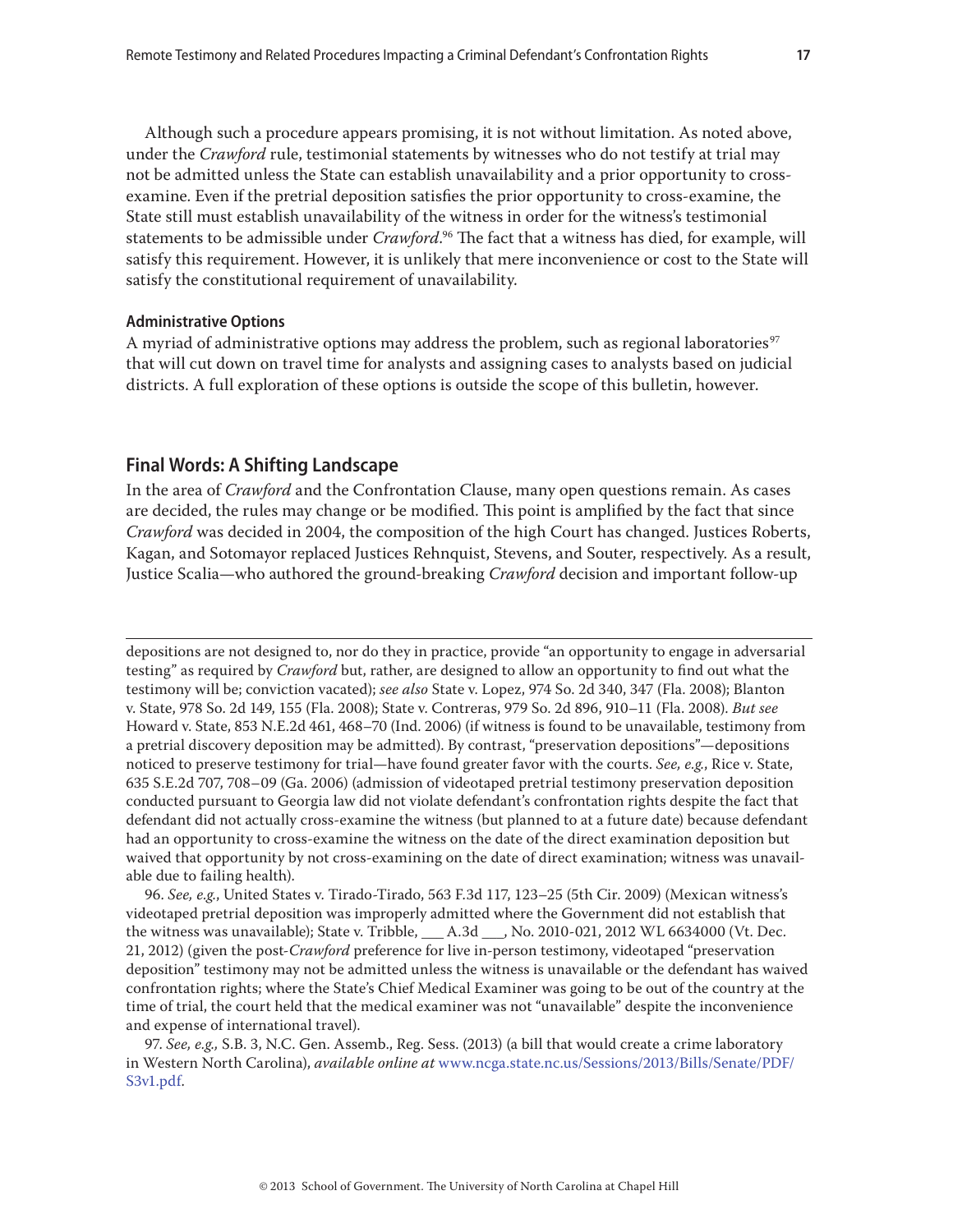Although such a procedure appears promising, it is not without limitation. As noted above, under the *Crawford* rule, testimonial statements by witnesses who do not testify at trial may not be admitted unless the State can establish unavailability and a prior opportunity to cross-examine. Even if the pretrial deposition satisfies the prior opportunity to cross-examine, the State still must establish unavailability of the witness in order for the witness's testimonial statements to be admissible under *Crawford*.[96] The fact that a witness has died, for example, will satisfy this requirement. However, it is unlikely that mere inconvenience or cost to the State will satisfy the constitutional requirement of unavailability.

#### Administrative Options

A myriad of administrative options may address the problem, such as regional laboratories[97] that will cut down on travel time for analysts and assigning cases to analysts based on judicial districts. A full exploration of these options is outside the scope of this bulletin, however.

### Final Words: A Shifting Landscape

In the area of *Crawford* and the Confrontation Clause, many open questions remain. As cases are decided, the rules may change or be modified. This point is amplified by the fact that since *Crawford* was decided in 2004, the composition of the high Court has changed. Justices Roberts, Kagan, and Sotomayor replaced Justices Rehnquist, Stevens, and Souter, respectively. As a result, Justice Scalia—who authored the ground-breaking *Crawford* decision and important follow-up

---

depositions are not designed to, nor do they in practice, provide "an opportunity to engage in adversarial testing" as required by *Crawford* but, rather, are designed to allow an opportunity to find out what the testimony will be; conviction vacated); *see also* State v. Lopez, 974 So. 2d 340, 347 (Fla. 2008); Blanton v. State, 978 So. 2d 149, 155 (Fla. 2008); State v. Contreras, 979 So. 2d 896, 910–11 (Fla. 2008). *But see* Howard v. State, 853 N.E.2d 461, 468–70 (Ind. 2006) (if witness is found to be unavailable, testimony from a pretrial discovery deposition may be admitted). By contrast, "preservation depositions"—depositions noticed to preserve testimony for trial—have found greater favor with the courts. *See, e.g.*, Rice v. State, 635 S.E.2d 707, 708–09 (Ga. 2006) (admission of videotaped pretrial testimony preservation deposition conducted pursuant to Georgia law did not violate defendant's confrontation rights despite the fact that defendant did not actually cross-examine the witness (but planned to at a future date) because defendant had an opportunity to cross-examine the witness on the date of the direct examination deposition but waived that opportunity by not cross-examining on the date of direct examination; witness was unavailable due to failing health).

96. *See, e.g.*, United States v. Tirado-Tirado, 563 F.3d 117, 123–25 (5th Cir. 2009) (Mexican witness's videotaped pretrial deposition was improperly admitted where the Government did not establish that the witness was unavailable); State v. Tribble, ___ A.3d ___, No. 2010-021, 2012 WL 6634000 (Vt. Dec. 21, 2012) (given the post-*Crawford* preference for live in-person testimony, videotaped "preservation deposition" testimony may not be admitted unless the witness is unavailable or the defendant has waived confrontation rights; where the State's Chief Medical Examiner was going to be out of the country at the time of trial, the court held that the medical examiner was not "unavailable" despite the inconvenience and expense of international travel).

97. *See, e.g.,* S.B. 3, N.C. Gen. Assemb., Reg. Sess. (2013) (a bill that would create a crime laboratory in Western North Carolina), *available online at* www.ncga.state.nc.us/Sessions/2013/Bills/Senate/PDF/S3v1.pdf.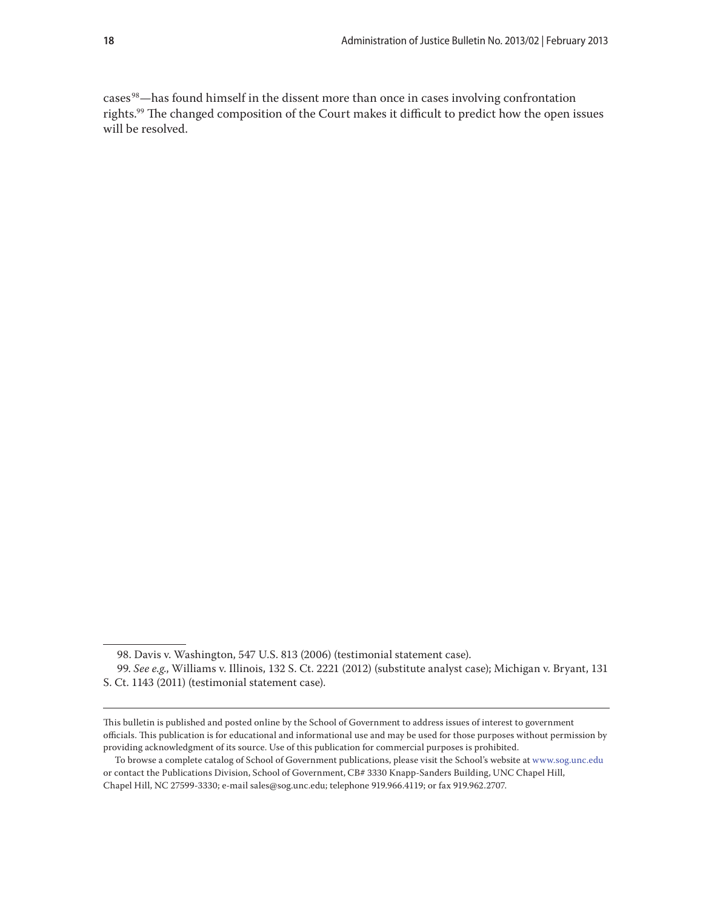cases[98]—has found himself in the dissent more than once in cases involving confrontation rights.[99] The changed composition of the Court makes it difficult to predict how the open issues will be resolved.

---

98. Davis v. Washington, 547 U.S. 813 (2006) (testimonial statement case).

99. *See e.g.*, Williams v. Illinois, 132 S. Ct. 2221 (2012) (substitute analyst case); Michigan v. Bryant, 131 S. Ct. 1143 (2011) (testimonial statement case).

---

This bulletin is published and posted online by the School of Government to address issues of interest to government officials. This publication is for educational and informational use and may be used for those purposes without permission by providing acknowledgment of its source. Use of this publication for commercial purposes is prohibited.

To browse a complete catalog of School of Government publications, please visit the School's website at www.sog.unc.edu or contact the Publications Division, School of Government, CB# 3330 Knapp-Sanders Building, UNC Chapel Hill, Chapel Hill, NC 27599-3330; e-mail sales@sog.unc.edu; telephone 919.966.4119; or fax 919.962.2707.